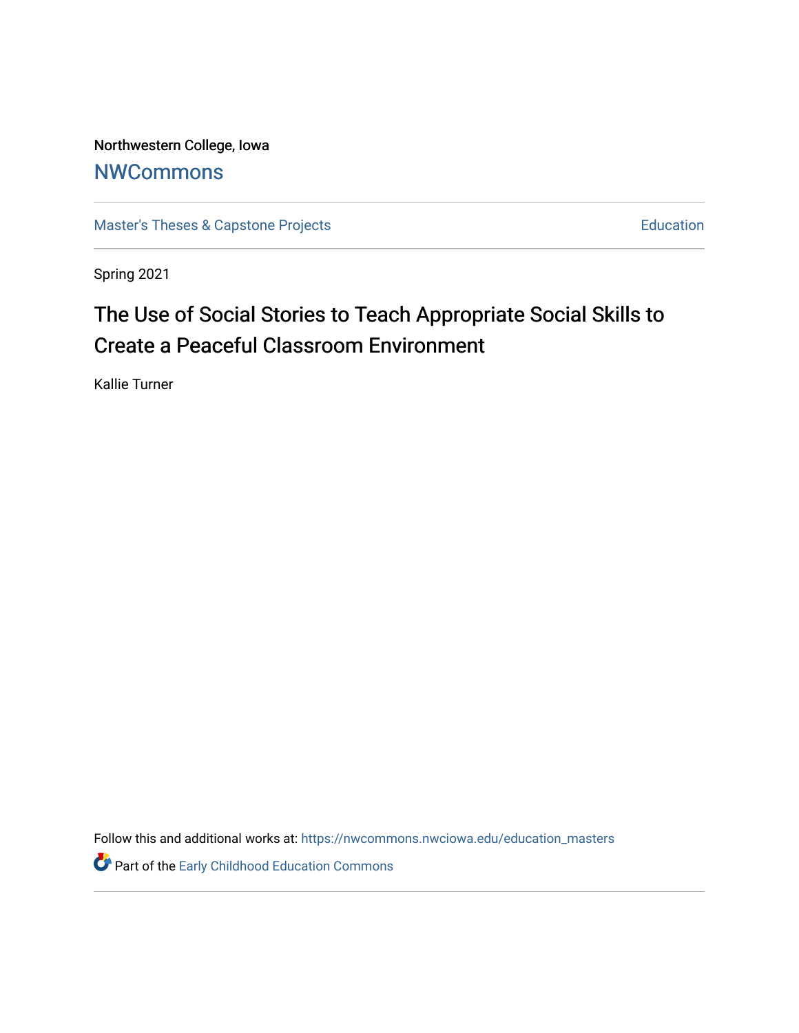Northwestern College, Iowa

# NWCommons

Master's Theses & Capstone Projects

Education

Spring 2021

# The Use of Social Stories to Teach Appropriate Social Skills to Create a Peaceful Classroom Environment

Kallie Turner

Follow this and additional works at: https://nwcommons.nwciowa.edu/education_masters

Part of the Early Childhood Education Commons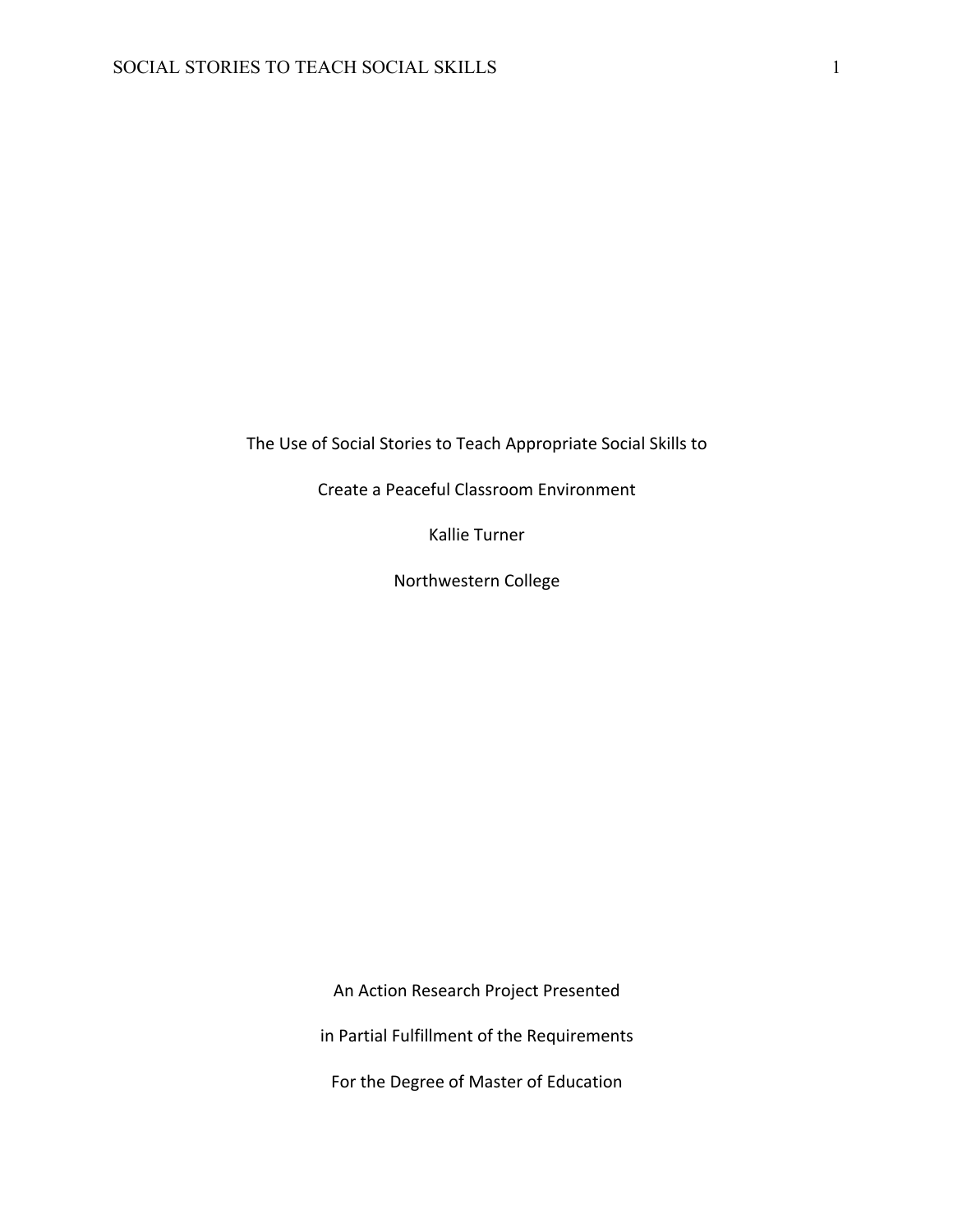The Use of Social Stories to Teach Appropriate Social Skills to

Create a Peaceful Classroom Environment

Kallie Turner

Northwestern College

An Action Research Project Presented

in Partial Fulfillment of the Requirements

For the Degree of Master of Education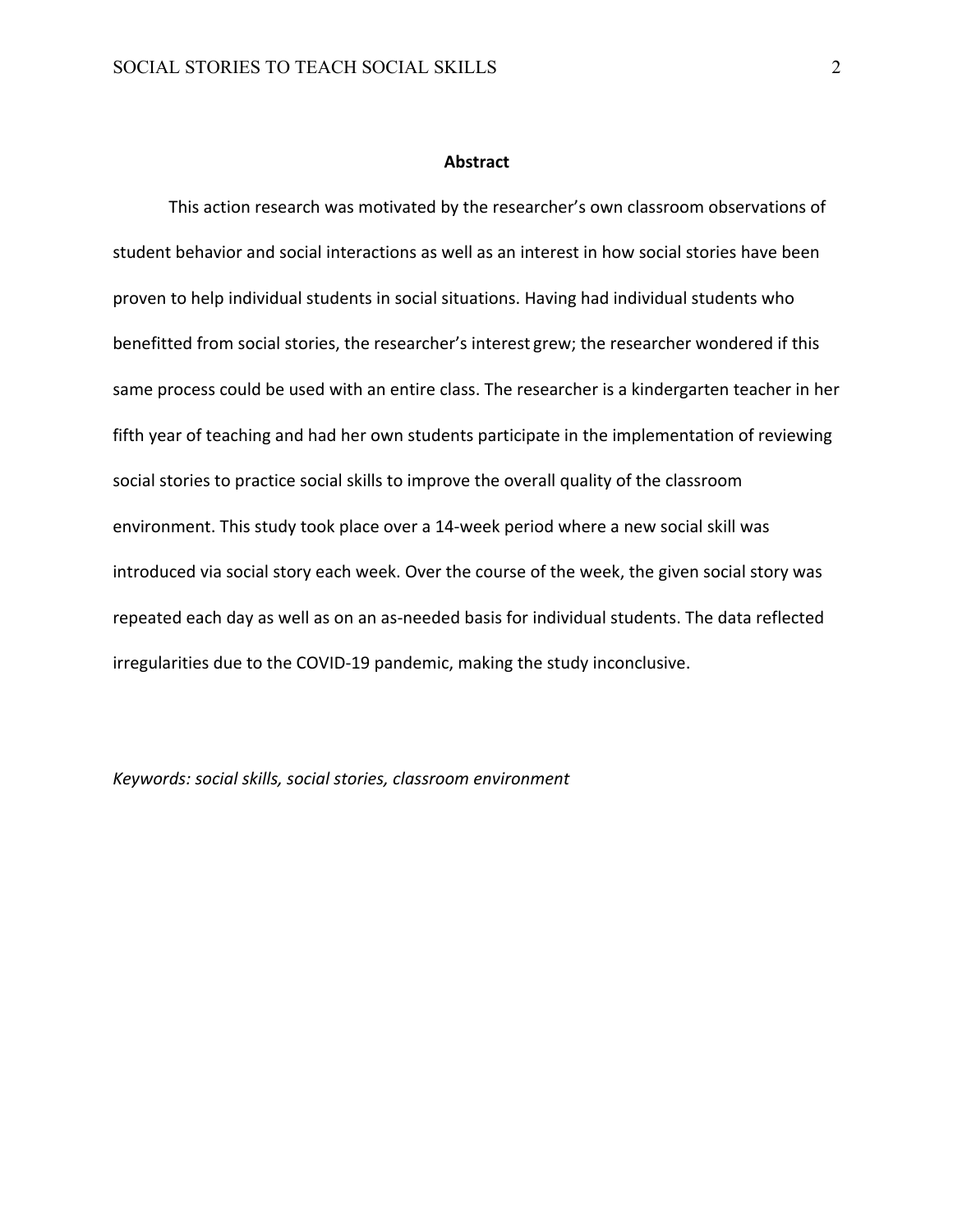## Abstract

This action research was motivated by the researcher's own classroom observations of student behavior and social interactions as well as an interest in how social stories have been proven to help individual students in social situations. Having had individual students who benefitted from social stories, the researcher's interest grew; the researcher wondered if this same process could be used with an entire class. The researcher is a kindergarten teacher in her fifth year of teaching and had her own students participate in the implementation of reviewing social stories to practice social skills to improve the overall quality of the classroom environment. This study took place over a 14-week period where a new social skill was introduced via social story each week. Over the course of the week, the given social story was repeated each day as well as on an as-needed basis for individual students. The data reflected irregularities due to the COVID-19 pandemic, making the study inconclusive.

*Keywords: social skills, social stories, classroom environment*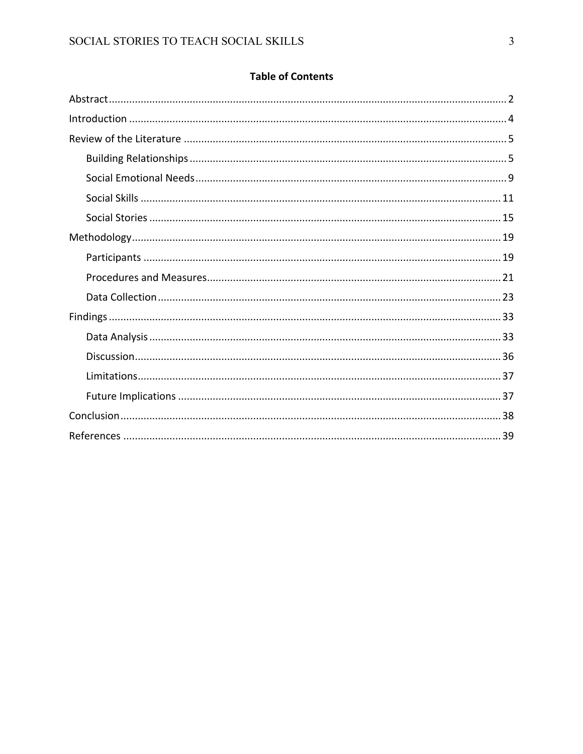## Table of Contents

Abstract ........................................................................................................ 2

Introduction ................................................................................................. 4

Review of the Literature ............................................................................... 5

- Building Relationships ............................................................................ 5
- Social Emotional Needs ........................................................................... 9
- Social Skills ........................................................................................... 11
- Social Stories ........................................................................................ 15

Methodology .............................................................................................. 19

- Participants ........................................................................................... 19
- Procedures and Measures ..................................................................... 21
- Data Collection ..................................................................................... 23

Findings ...................................................................................................... 33

- Data Analysis ........................................................................................ 33
- Discussion ............................................................................................. 36
- Limitations ............................................................................................ 37
- Future Implications ............................................................................... 37

Conclusion .................................................................................................. 38

References ................................................................................................. 39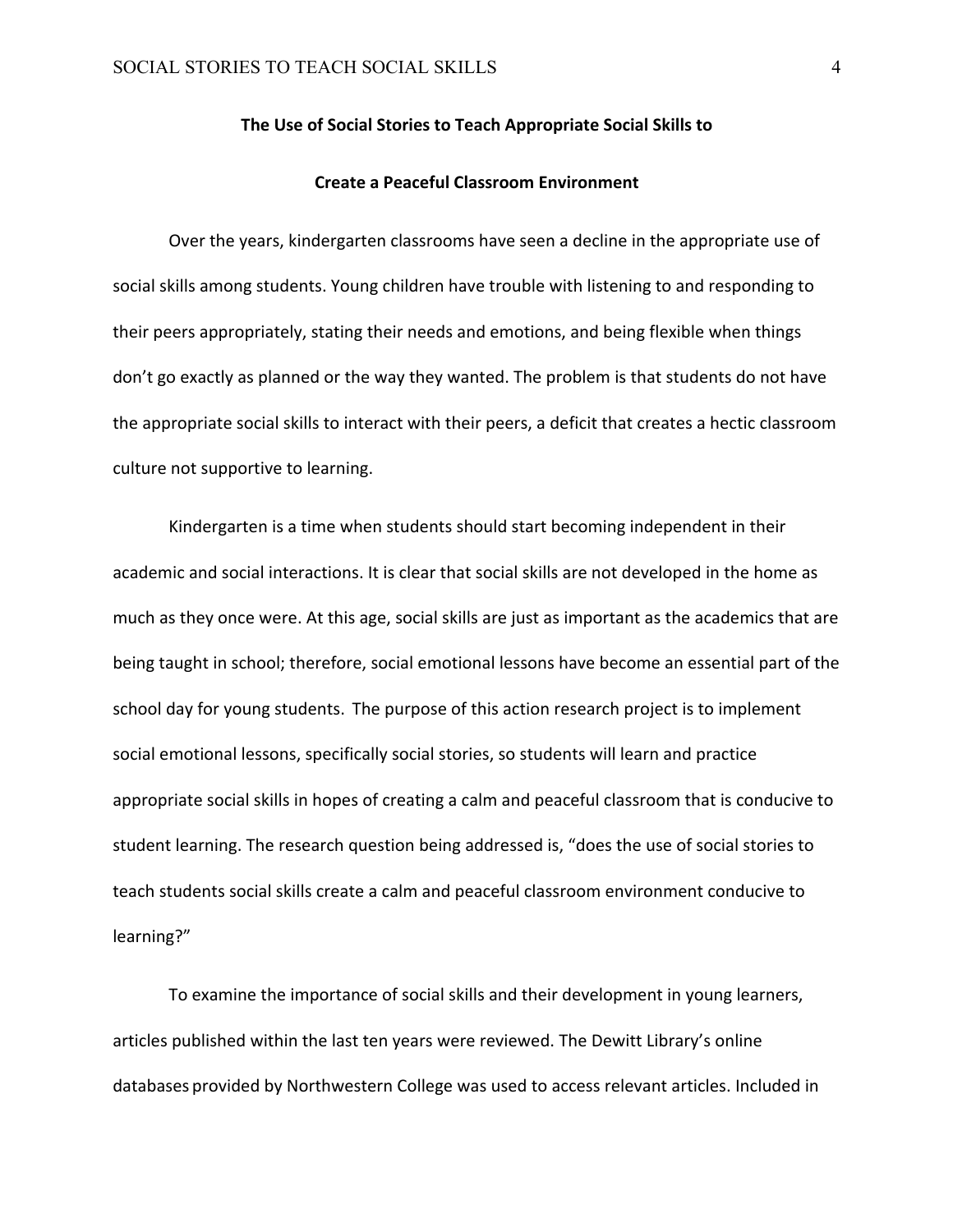## The Use of Social Stories to Teach Appropriate Social Skills to Create a Peaceful Classroom Environment

Over the years, kindergarten classrooms have seen a decline in the appropriate use of social skills among students. Young children have trouble with listening to and responding to their peers appropriately, stating their needs and emotions, and being flexible when things don't go exactly as planned or the way they wanted. The problem is that students do not have the appropriate social skills to interact with their peers, a deficit that creates a hectic classroom culture not supportive to learning.

Kindergarten is a time when students should start becoming independent in their academic and social interactions. It is clear that social skills are not developed in the home as much as they once were. At this age, social skills are just as important as the academics that are being taught in school; therefore, social emotional lessons have become an essential part of the school day for young students. The purpose of this action research project is to implement social emotional lessons, specifically social stories, so students will learn and practice appropriate social skills in hopes of creating a calm and peaceful classroom that is conducive to student learning. The research question being addressed is, "does the use of social stories to teach students social skills create a calm and peaceful classroom environment conducive to learning?"

To examine the importance of social skills and their development in young learners, articles published within the last ten years were reviewed. The Dewitt Library's online databases provided by Northwestern College was used to access relevant articles. Included in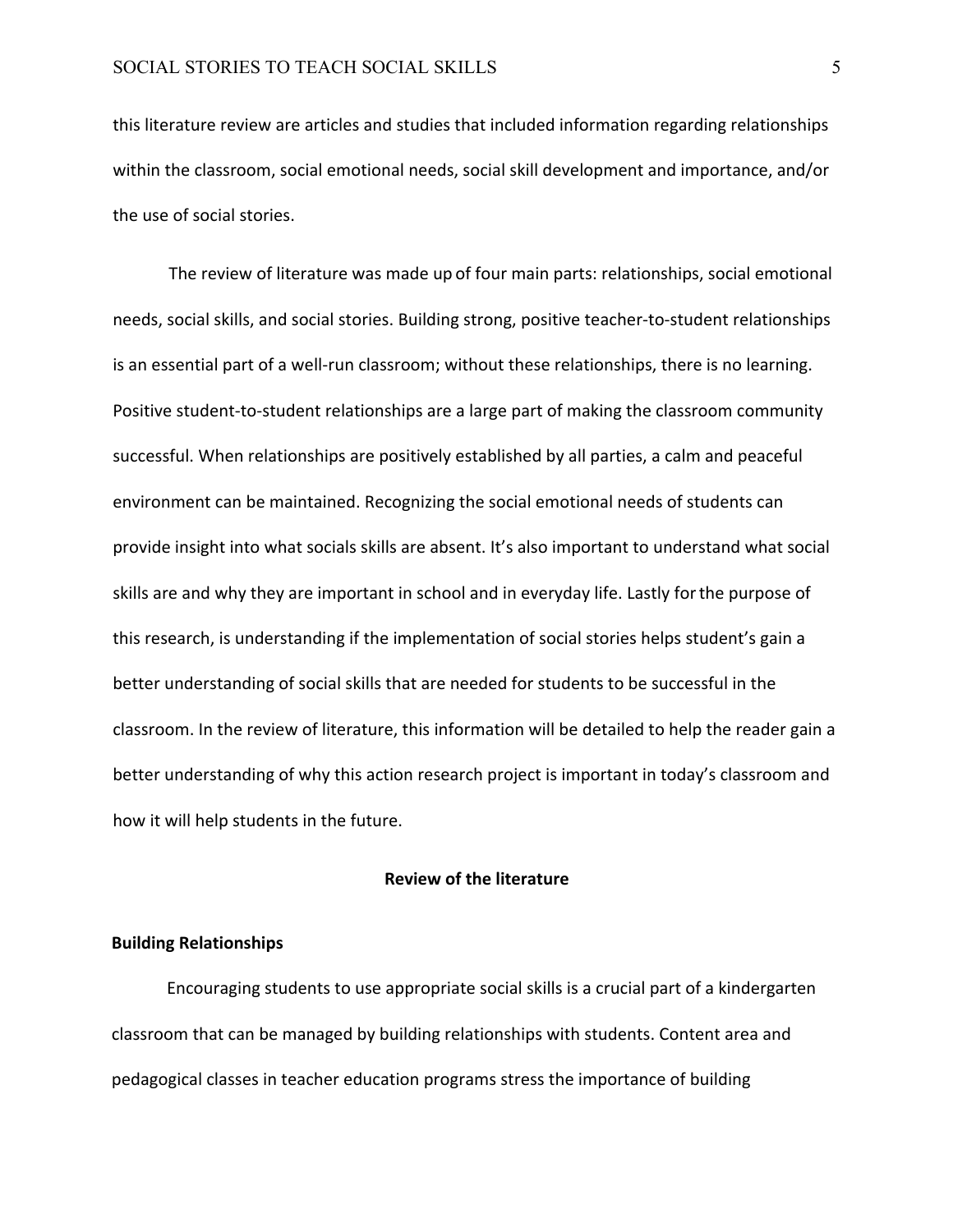this literature review are articles and studies that included information regarding relationships within the classroom, social emotional needs, social skill development and importance, and/or the use of social stories.

The review of literature was made up of four main parts: relationships, social emotional needs, social skills, and social stories. Building strong, positive teacher-to-student relationships is an essential part of a well-run classroom; without these relationships, there is no learning. Positive student-to-student relationships are a large part of making the classroom community successful. When relationships are positively established by all parties, a calm and peaceful environment can be maintained. Recognizing the social emotional needs of students can provide insight into what socials skills are absent. It's also important to understand what social skills are and why they are important in school and in everyday life. Lastly for the purpose of this research, is understanding if the implementation of social stories helps student's gain a better understanding of social skills that are needed for students to be successful in the classroom. In the review of literature, this information will be detailed to help the reader gain a better understanding of why this action research project is important in today's classroom and how it will help students in the future.

## Review of the literature

### Building Relationships

Encouraging students to use appropriate social skills is a crucial part of a kindergarten classroom that can be managed by building relationships with students. Content area and pedagogical classes in teacher education programs stress the importance of building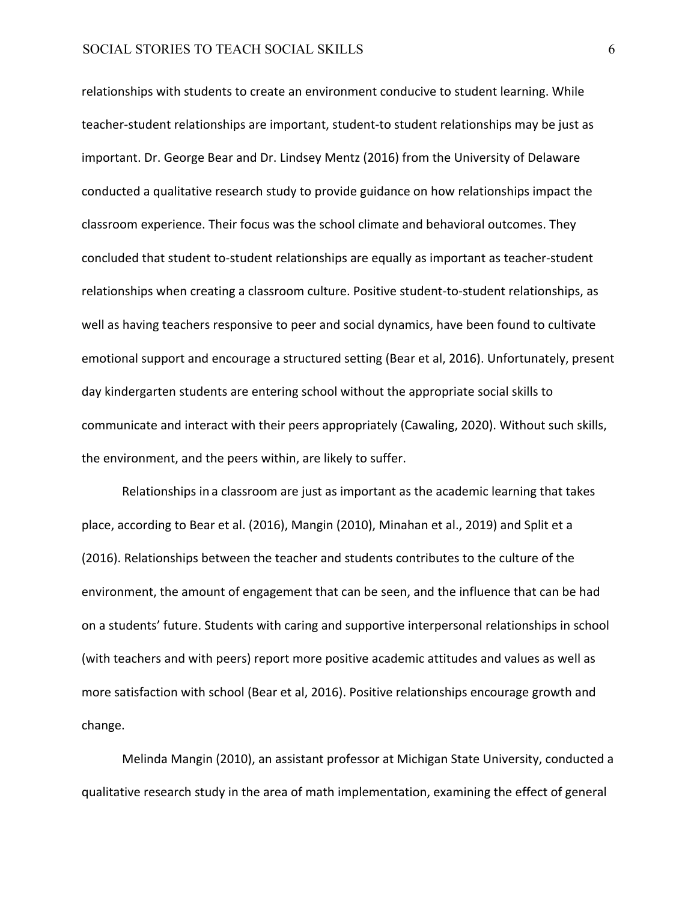relationships with students to create an environment conducive to student learning. While teacher-student relationships are important, student-to student relationships may be just as important. Dr. George Bear and Dr. Lindsey Mentz (2016) from the University of Delaware conducted a qualitative research study to provide guidance on how relationships impact the classroom experience. Their focus was the school climate and behavioral outcomes. They concluded that student to-student relationships are equally as important as teacher-student relationships when creating a classroom culture. Positive student-to-student relationships, as well as having teachers responsive to peer and social dynamics, have been found to cultivate emotional support and encourage a structured setting (Bear et al, 2016). Unfortunately, present day kindergarten students are entering school without the appropriate social skills to communicate and interact with their peers appropriately (Cawaling, 2020). Without such skills, the environment, and the peers within, are likely to suffer.

Relationships in a classroom are just as important as the academic learning that takes place, according to Bear et al. (2016), Mangin (2010), Minahan et al., 2019) and Split et a (2016). Relationships between the teacher and students contributes to the culture of the environment, the amount of engagement that can be seen, and the influence that can be had on a students' future. Students with caring and supportive interpersonal relationships in school (with teachers and with peers) report more positive academic attitudes and values as well as more satisfaction with school (Bear et al, 2016). Positive relationships encourage growth and change.

Melinda Mangin (2010), an assistant professor at Michigan State University, conducted a qualitative research study in the area of math implementation, examining the effect of general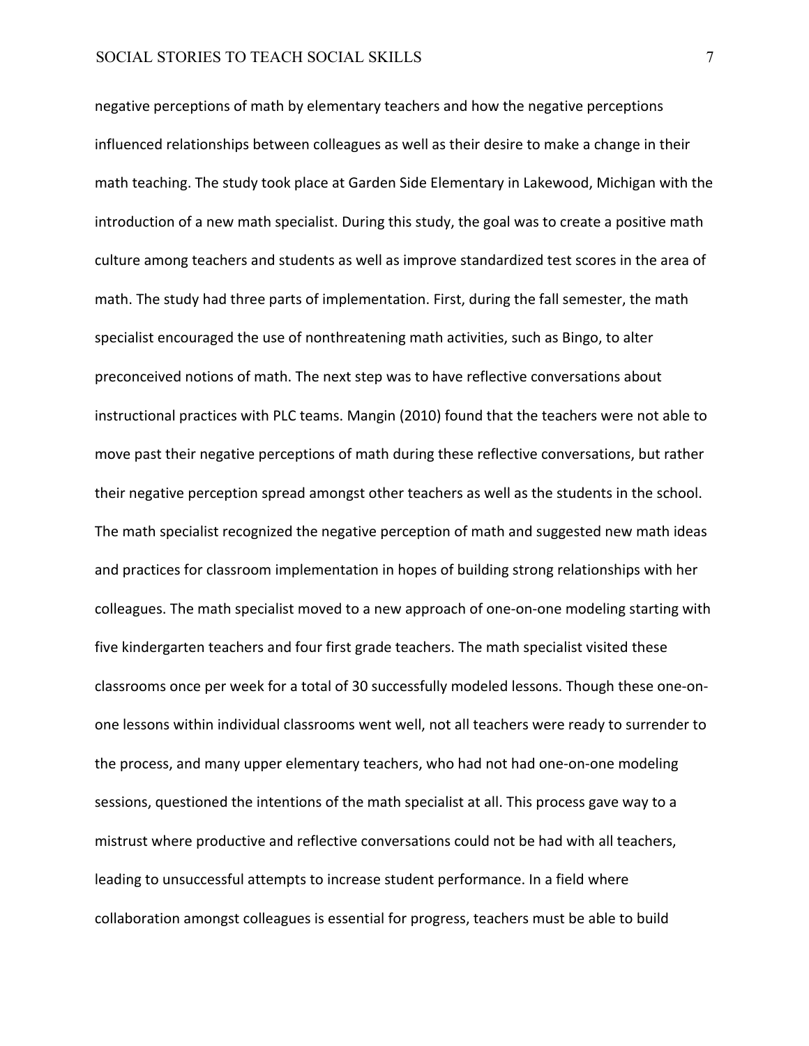negative perceptions of math by elementary teachers and how the negative perceptions influenced relationships between colleagues as well as their desire to make a change in their math teaching. The study took place at Garden Side Elementary in Lakewood, Michigan with the introduction of a new math specialist. During this study, the goal was to create a positive math culture among teachers and students as well as improve standardized test scores in the area of math. The study had three parts of implementation. First, during the fall semester, the math specialist encouraged the use of nonthreatening math activities, such as Bingo, to alter preconceived notions of math. The next step was to have reflective conversations about instructional practices with PLC teams. Mangin (2010) found that the teachers were not able to move past their negative perceptions of math during these reflective conversations, but rather their negative perception spread amongst other teachers as well as the students in the school. The math specialist recognized the negative perception of math and suggested new math ideas and practices for classroom implementation in hopes of building strong relationships with her colleagues. The math specialist moved to a new approach of one-on-one modeling starting with five kindergarten teachers and four first grade teachers. The math specialist visited these classrooms once per week for a total of 30 successfully modeled lessons. Though these one-on-one lessons within individual classrooms went well, not all teachers were ready to surrender to the process, and many upper elementary teachers, who had not had one-on-one modeling sessions, questioned the intentions of the math specialist at all. This process gave way to a mistrust where productive and reflective conversations could not be had with all teachers, leading to unsuccessful attempts to increase student performance. In a field where collaboration amongst colleagues is essential for progress, teachers must be able to build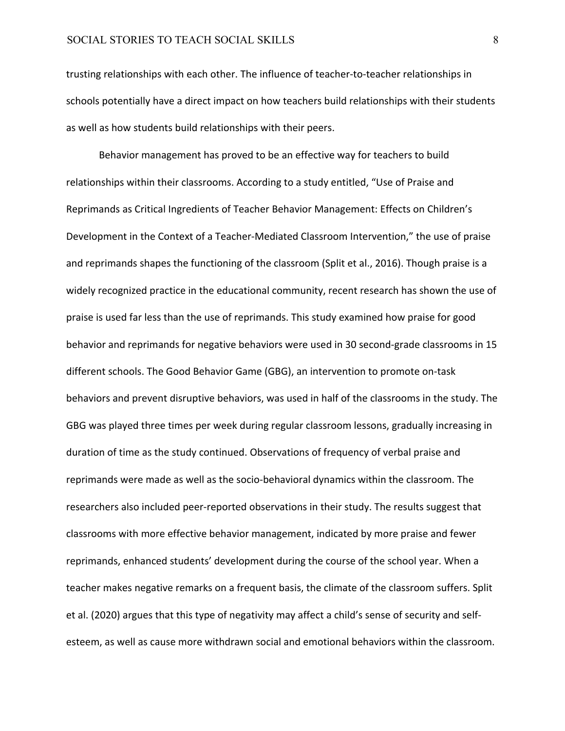trusting relationships with each other. The influence of teacher-to-teacher relationships in schools potentially have a direct impact on how teachers build relationships with their students as well as how students build relationships with their peers.

Behavior management has proved to be an effective way for teachers to build relationships within their classrooms. According to a study entitled, "Use of Praise and Reprimands as Critical Ingredients of Teacher Behavior Management: Effects on Children's Development in the Context of a Teacher-Mediated Classroom Intervention," the use of praise and reprimands shapes the functioning of the classroom (Split et al., 2016). Though praise is a widely recognized practice in the educational community, recent research has shown the use of praise is used far less than the use of reprimands. This study examined how praise for good behavior and reprimands for negative behaviors were used in 30 second-grade classrooms in 15 different schools. The Good Behavior Game (GBG), an intervention to promote on-task behaviors and prevent disruptive behaviors, was used in half of the classrooms in the study. The GBG was played three times per week during regular classroom lessons, gradually increasing in duration of time as the study continued. Observations of frequency of verbal praise and reprimands were made as well as the socio-behavioral dynamics within the classroom. The researchers also included peer-reported observations in their study. The results suggest that classrooms with more effective behavior management, indicated by more praise and fewer reprimands, enhanced students' development during the course of the school year. When a teacher makes negative remarks on a frequent basis, the climate of the classroom suffers. Split et al. (2020) argues that this type of negativity may affect a child's sense of security and self-esteem, as well as cause more withdrawn social and emotional behaviors within the classroom.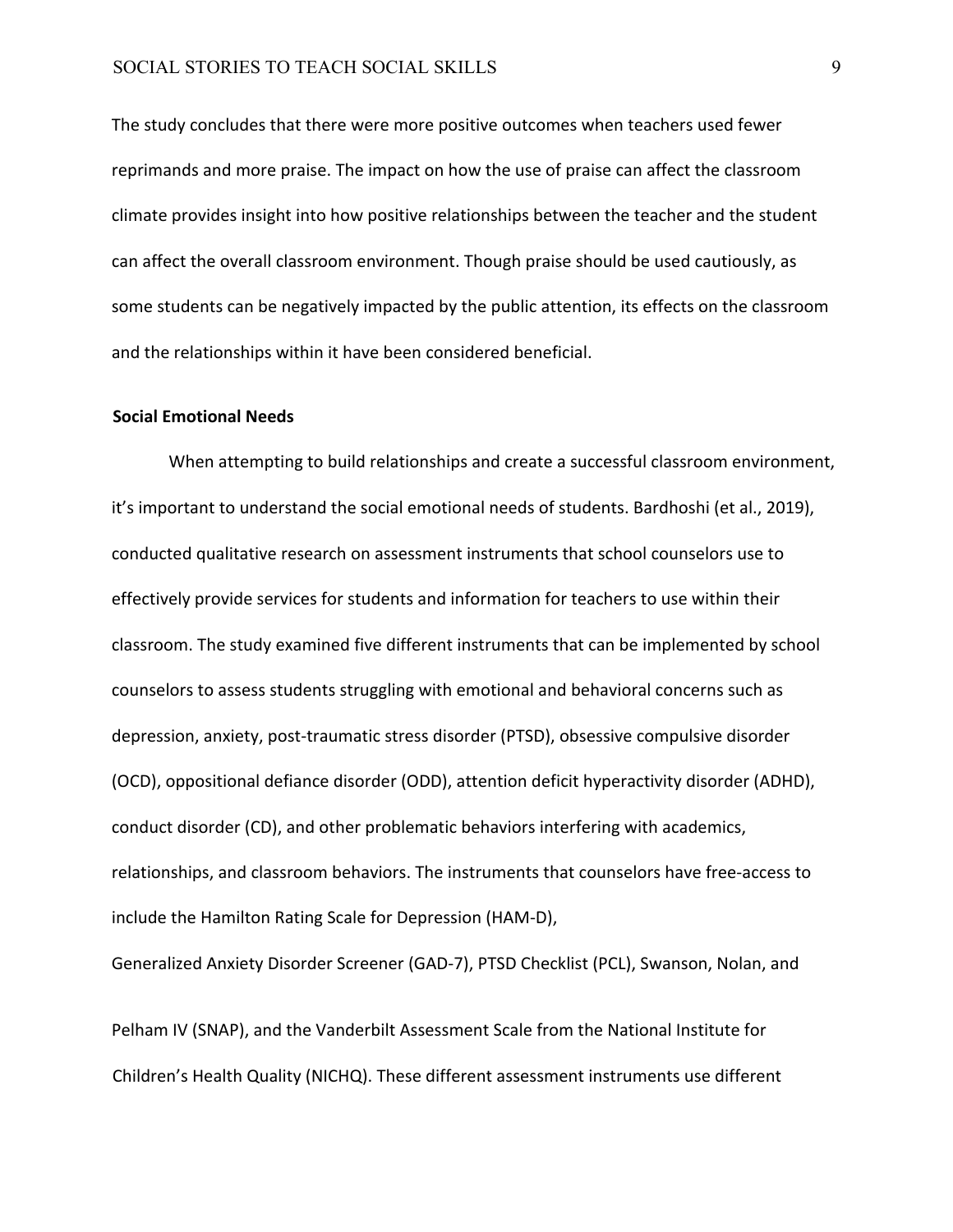The study concludes that there were more positive outcomes when teachers used fewer reprimands and more praise. The impact on how the use of praise can affect the classroom climate provides insight into how positive relationships between the teacher and the student can affect the overall classroom environment. Though praise should be used cautiously, as some students can be negatively impacted by the public attention, its effects on the classroom and the relationships within it have been considered beneficial.

**Social Emotional Needs**

When attempting to build relationships and create a successful classroom environment, it's important to understand the social emotional needs of students. Bardhoshi (et al., 2019), conducted qualitative research on assessment instruments that school counselors use to effectively provide services for students and information for teachers to use within their classroom. The study examined five different instruments that can be implemented by school counselors to assess students struggling with emotional and behavioral concerns such as depression, anxiety, post-traumatic stress disorder (PTSD), obsessive compulsive disorder (OCD), oppositional defiance disorder (ODD), attention deficit hyperactivity disorder (ADHD), conduct disorder (CD), and other problematic behaviors interfering with academics, relationships, and classroom behaviors. The instruments that counselors have free-access to include the Hamilton Rating Scale for Depression (HAM-D), Generalized Anxiety Disorder Screener (GAD-7), PTSD Checklist (PCL), Swanson, Nolan, and Pelham IV (SNAP), and the Vanderbilt Assessment Scale from the National Institute for Children's Health Quality (NICHQ). These different assessment instruments use different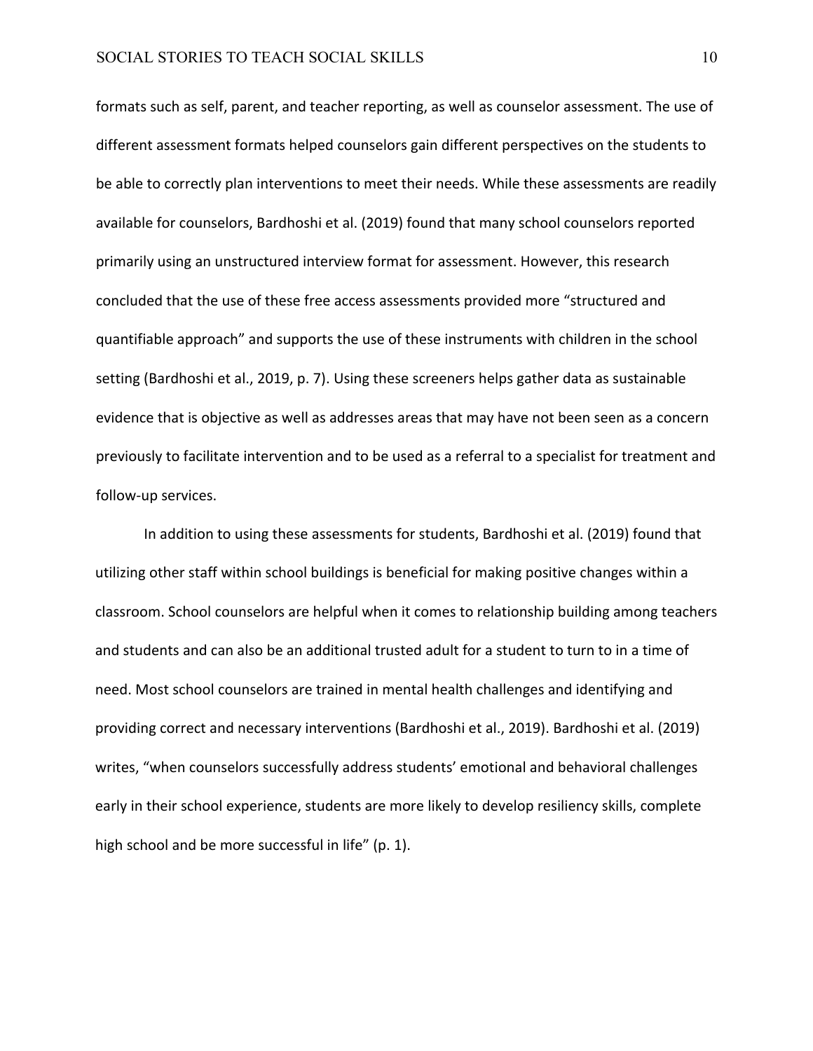formats such as self, parent, and teacher reporting, as well as counselor assessment. The use of different assessment formats helped counselors gain different perspectives on the students to be able to correctly plan interventions to meet their needs. While these assessments are readily available for counselors, Bardhoshi et al. (2019) found that many school counselors reported primarily using an unstructured interview format for assessment. However, this research concluded that the use of these free access assessments provided more "structured and quantifiable approach" and supports the use of these instruments with children in the school setting (Bardhoshi et al., 2019, p. 7). Using these screeners helps gather data as sustainable evidence that is objective as well as addresses areas that may have not been seen as a concern previously to facilitate intervention and to be used as a referral to a specialist for treatment and follow-up services.

In addition to using these assessments for students, Bardhoshi et al. (2019) found that utilizing other staff within school buildings is beneficial for making positive changes within a classroom. School counselors are helpful when it comes to relationship building among teachers and students and can also be an additional trusted adult for a student to turn to in a time of need. Most school counselors are trained in mental health challenges and identifying and providing correct and necessary interventions (Bardhoshi et al., 2019). Bardhoshi et al. (2019) writes, "when counselors successfully address students' emotional and behavioral challenges early in their school experience, students are more likely to develop resiliency skills, complete high school and be more successful in life" (p. 1).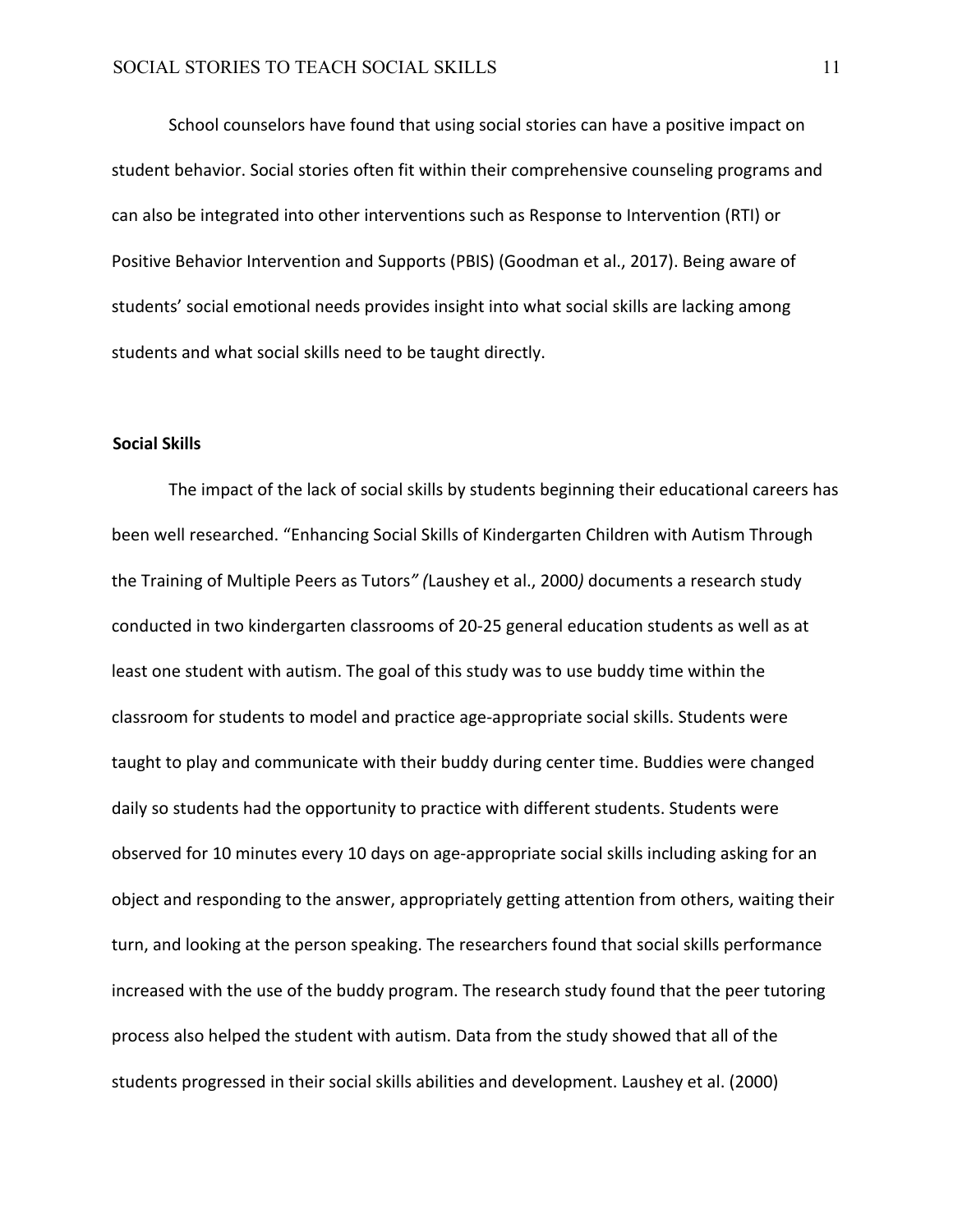School counselors have found that using social stories can have a positive impact on student behavior. Social stories often fit within their comprehensive counseling programs and can also be integrated into other interventions such as Response to Intervention (RTI) or Positive Behavior Intervention and Supports (PBIS) (Goodman et al., 2017). Being aware of students' social emotional needs provides insight into what social skills are lacking among students and what social skills need to be taught directly.

## Social Skills

The impact of the lack of social skills by students beginning their educational careers has been well researched. "Enhancing Social Skills of Kindergarten Children with Autism Through the Training of Multiple Peers as Tutors*" (*Laushey et al., 2000*)* documents a research study conducted in two kindergarten classrooms of 20-25 general education students as well as at least one student with autism. The goal of this study was to use buddy time within the classroom for students to model and practice age-appropriate social skills. Students were taught to play and communicate with their buddy during center time. Buddies were changed daily so students had the opportunity to practice with different students. Students were observed for 10 minutes every 10 days on age-appropriate social skills including asking for an object and responding to the answer, appropriately getting attention from others, waiting their turn, and looking at the person speaking. The researchers found that social skills performance increased with the use of the buddy program. The research study found that the peer tutoring process also helped the student with autism. Data from the study showed that all of the students progressed in their social skills abilities and development. Laushey et al. (2000)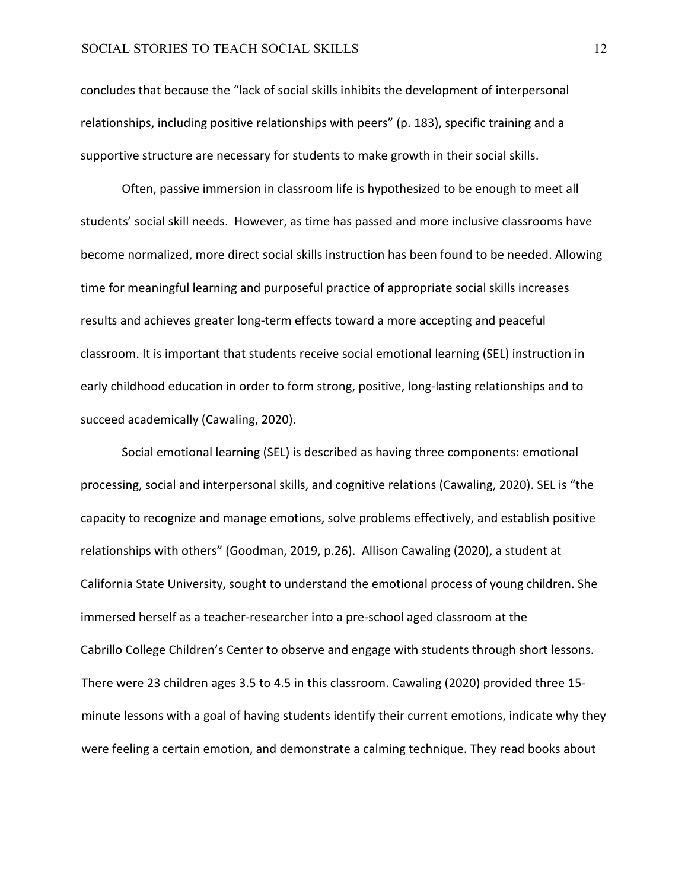concludes that because the “lack of social skills inhibits the development of interpersonal relationships, including positive relationships with peers” (p. 183), specific training and a supportive structure are necessary for students to make growth in their social skills.

Often, passive immersion in classroom life is hypothesized to be enough to meet all students’ social skill needs. However, as time has passed and more inclusive classrooms have become normalized, more direct social skills instruction has been found to be needed. Allowing time for meaningful learning and purposeful practice of appropriate social skills increases results and achieves greater long-term effects toward a more accepting and peaceful classroom. It is important that students receive social emotional learning (SEL) instruction in early childhood education in order to form strong, positive, long-lasting relationships and to succeed academically (Cawaling, 2020).

Social emotional learning (SEL) is described as having three components: emotional processing, social and interpersonal skills, and cognitive relations (Cawaling, 2020). SEL is “the capacity to recognize and manage emotions, solve problems effectively, and establish positive relationships with others” (Goodman, 2019, p.26). Allison Cawaling (2020), a student at California State University, sought to understand the emotional process of young children. She immersed herself as a teacher-researcher into a pre-school aged classroom at the Cabrillo College Children’s Center to observe and engage with students through short lessons. There were 23 children ages 3.5 to 4.5 in this classroom. Cawaling (2020) provided three 15-minute lessons with a goal of having students identify their current emotions, indicate why they were feeling a certain emotion, and demonstrate a calming technique. They read books about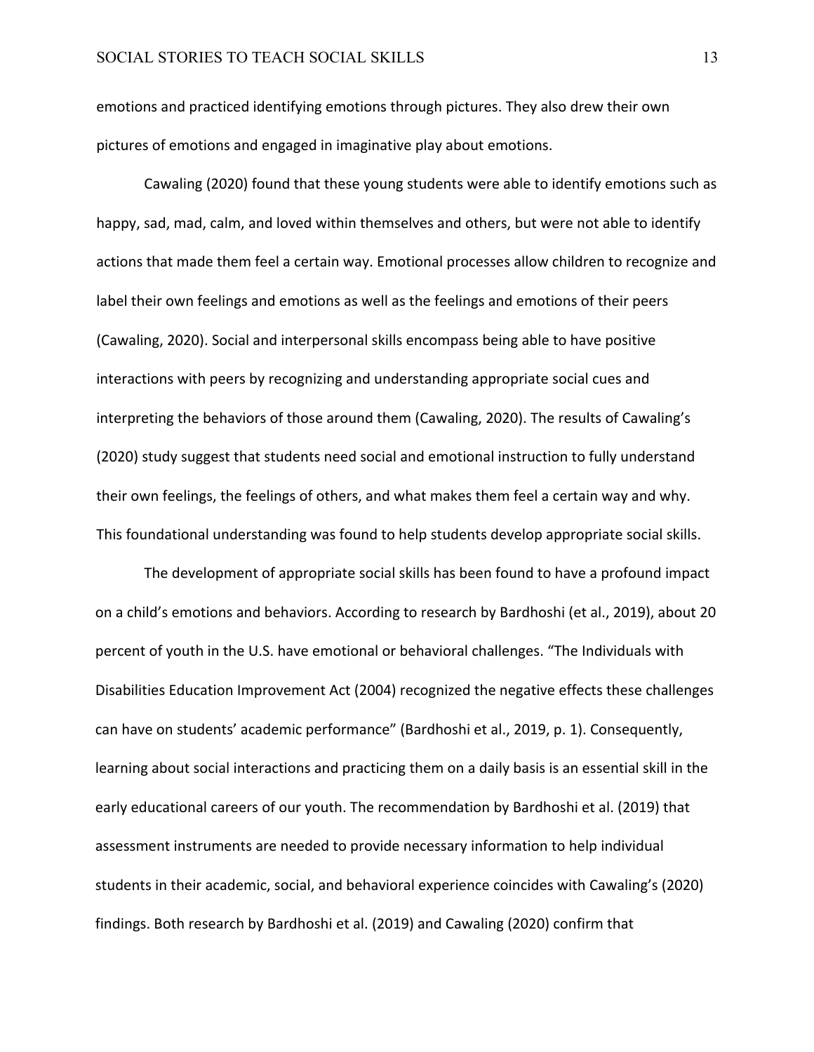emotions and practiced identifying emotions through pictures. They also drew their own pictures of emotions and engaged in imaginative play about emotions.

Cawaling (2020) found that these young students were able to identify emotions such as happy, sad, mad, calm, and loved within themselves and others, but were not able to identify actions that made them feel a certain way. Emotional processes allow children to recognize and label their own feelings and emotions as well as the feelings and emotions of their peers (Cawaling, 2020). Social and interpersonal skills encompass being able to have positive interactions with peers by recognizing and understanding appropriate social cues and interpreting the behaviors of those around them (Cawaling, 2020). The results of Cawaling's (2020) study suggest that students need social and emotional instruction to fully understand their own feelings, the feelings of others, and what makes them feel a certain way and why. This foundational understanding was found to help students develop appropriate social skills.

The development of appropriate social skills has been found to have a profound impact on a child's emotions and behaviors. According to research by Bardhoshi (et al., 2019), about 20 percent of youth in the U.S. have emotional or behavioral challenges. "The Individuals with Disabilities Education Improvement Act (2004) recognized the negative effects these challenges can have on students' academic performance" (Bardhoshi et al., 2019, p. 1). Consequently, learning about social interactions and practicing them on a daily basis is an essential skill in the early educational careers of our youth. The recommendation by Bardhoshi et al. (2019) that assessment instruments are needed to provide necessary information to help individual students in their academic, social, and behavioral experience coincides with Cawaling's (2020) findings. Both research by Bardhoshi et al. (2019) and Cawaling (2020) confirm that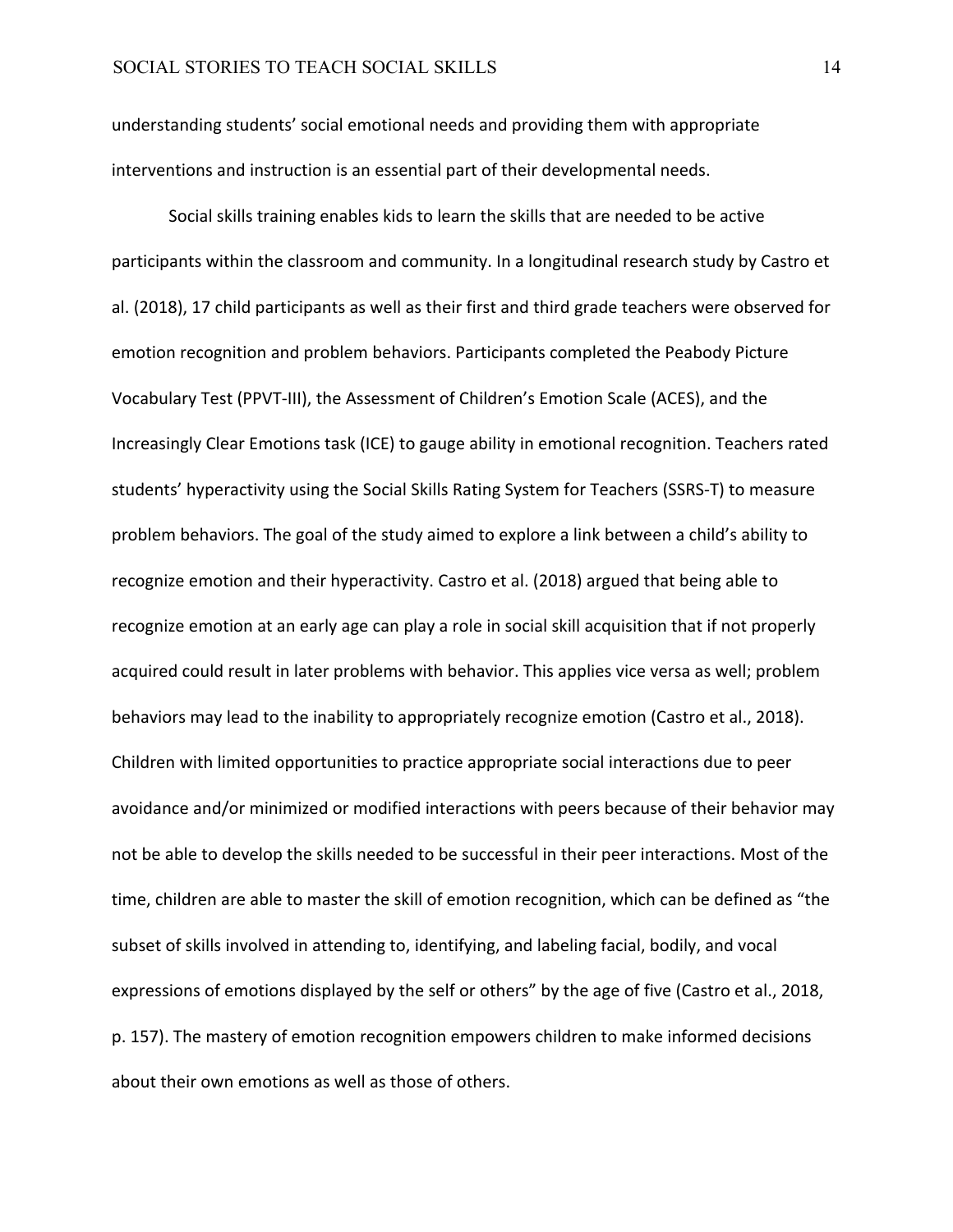understanding students' social emotional needs and providing them with appropriate interventions and instruction is an essential part of their developmental needs.

Social skills training enables kids to learn the skills that are needed to be active participants within the classroom and community. In a longitudinal research study by Castro et al. (2018), 17 child participants as well as their first and third grade teachers were observed for emotion recognition and problem behaviors. Participants completed the Peabody Picture Vocabulary Test (PPVT-III), the Assessment of Children's Emotion Scale (ACES), and the Increasingly Clear Emotions task (ICE) to gauge ability in emotional recognition. Teachers rated students' hyperactivity using the Social Skills Rating System for Teachers (SSRS-T) to measure problem behaviors. The goal of the study aimed to explore a link between a child's ability to recognize emotion and their hyperactivity. Castro et al. (2018) argued that being able to recognize emotion at an early age can play a role in social skill acquisition that if not properly acquired could result in later problems with behavior. This applies vice versa as well; problem behaviors may lead to the inability to appropriately recognize emotion (Castro et al., 2018). Children with limited opportunities to practice appropriate social interactions due to peer avoidance and/or minimized or modified interactions with peers because of their behavior may not be able to develop the skills needed to be successful in their peer interactions. Most of the time, children are able to master the skill of emotion recognition, which can be defined as "the subset of skills involved in attending to, identifying, and labeling facial, bodily, and vocal expressions of emotions displayed by the self or others" by the age of five (Castro et al., 2018, p. 157). The mastery of emotion recognition empowers children to make informed decisions about their own emotions as well as those of others.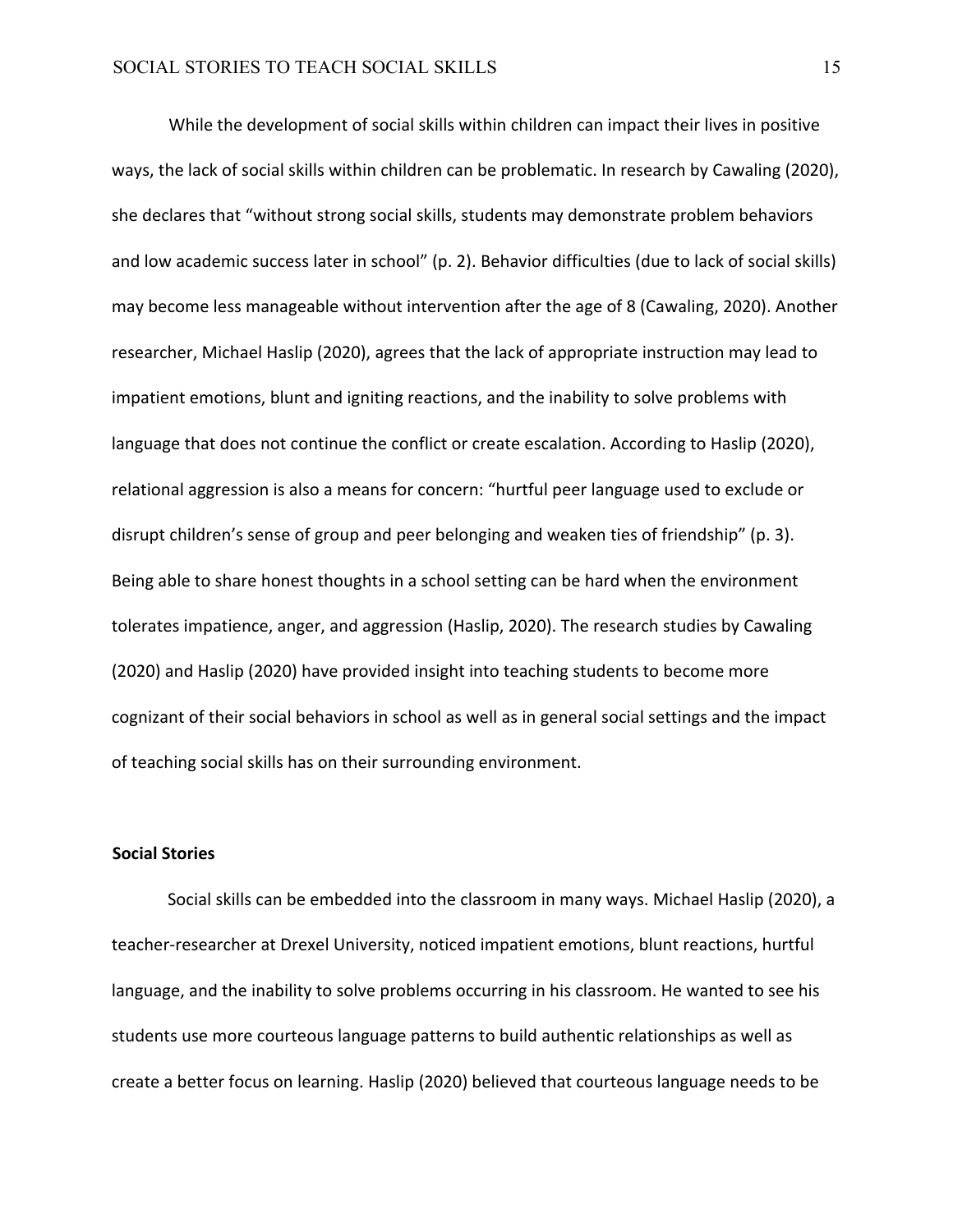While the development of social skills within children can impact their lives in positive ways, the lack of social skills within children can be problematic. In research by Cawaling (2020), she declares that "without strong social skills, students may demonstrate problem behaviors and low academic success later in school" (p. 2). Behavior difficulties (due to lack of social skills) may become less manageable without intervention after the age of 8 (Cawaling, 2020). Another researcher, Michael Haslip (2020), agrees that the lack of appropriate instruction may lead to impatient emotions, blunt and igniting reactions, and the inability to solve problems with language that does not continue the conflict or create escalation. According to Haslip (2020), relational aggression is also a means for concern: "hurtful peer language used to exclude or disrupt children's sense of group and peer belonging and weaken ties of friendship" (p. 3). Being able to share honest thoughts in a school setting can be hard when the environment tolerates impatience, anger, and aggression (Haslip, 2020). The research studies by Cawaling (2020) and Haslip (2020) have provided insight into teaching students to become more cognizant of their social behaviors in school as well as in general social settings and the impact of teaching social skills has on their surrounding environment.

## Social Stories

Social skills can be embedded into the classroom in many ways. Michael Haslip (2020), a teacher-researcher at Drexel University, noticed impatient emotions, blunt reactions, hurtful language, and the inability to solve problems occurring in his classroom. He wanted to see his students use more courteous language patterns to build authentic relationships as well as create a better focus on learning. Haslip (2020) believed that courteous language needs to be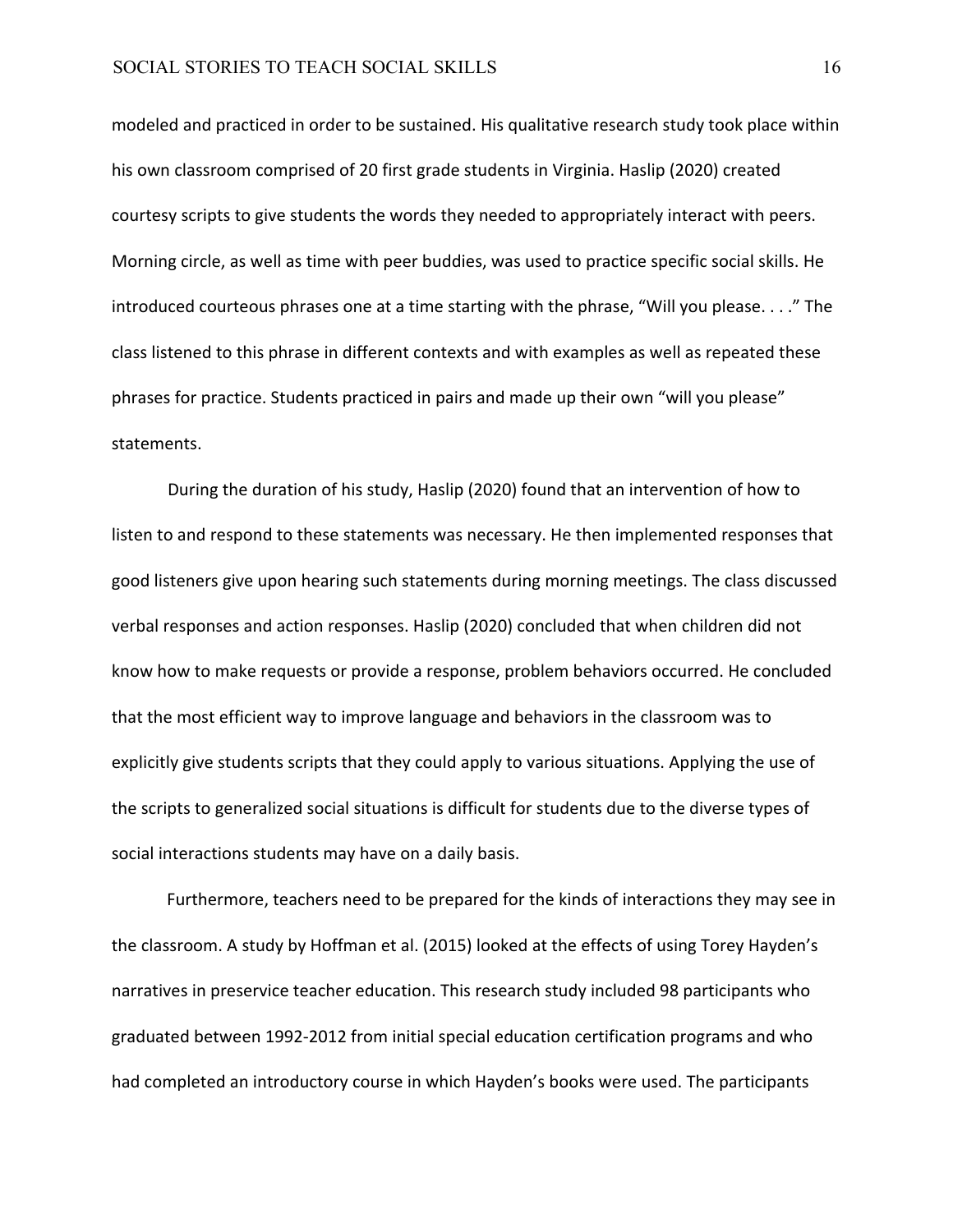modeled and practiced in order to be sustained. His qualitative research study took place within his own classroom comprised of 20 first grade students in Virginia. Haslip (2020) created courtesy scripts to give students the words they needed to appropriately interact with peers. Morning circle, as well as time with peer buddies, was used to practice specific social skills. He introduced courteous phrases one at a time starting with the phrase, "Will you please. . . ." The class listened to this phrase in different contexts and with examples as well as repeated these phrases for practice. Students practiced in pairs and made up their own "will you please" statements.

During the duration of his study, Haslip (2020) found that an intervention of how to listen to and respond to these statements was necessary. He then implemented responses that good listeners give upon hearing such statements during morning meetings. The class discussed verbal responses and action responses. Haslip (2020) concluded that when children did not know how to make requests or provide a response, problem behaviors occurred. He concluded that the most efficient way to improve language and behaviors in the classroom was to explicitly give students scripts that they could apply to various situations. Applying the use of the scripts to generalized social situations is difficult for students due to the diverse types of social interactions students may have on a daily basis.

Furthermore, teachers need to be prepared for the kinds of interactions they may see in the classroom. A study by Hoffman et al. (2015) looked at the effects of using Torey Hayden's narratives in preservice teacher education. This research study included 98 participants who graduated between 1992-2012 from initial special education certification programs and who had completed an introductory course in which Hayden's books were used. The participants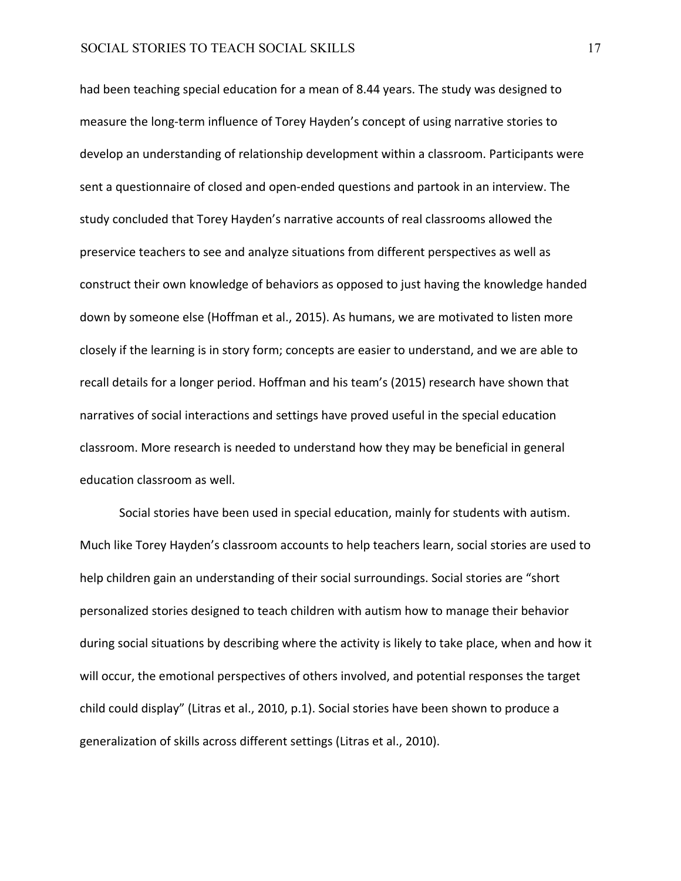had been teaching special education for a mean of 8.44 years. The study was designed to measure the long-term influence of Torey Hayden's concept of using narrative stories to develop an understanding of relationship development within a classroom. Participants were sent a questionnaire of closed and open-ended questions and partook in an interview. The study concluded that Torey Hayden's narrative accounts of real classrooms allowed the preservice teachers to see and analyze situations from different perspectives as well as construct their own knowledge of behaviors as opposed to just having the knowledge handed down by someone else (Hoffman et al., 2015). As humans, we are motivated to listen more closely if the learning is in story form; concepts are easier to understand, and we are able to recall details for a longer period. Hoffman and his team's (2015) research have shown that narratives of social interactions and settings have proved useful in the special education classroom. More research is needed to understand how they may be beneficial in general education classroom as well.

Social stories have been used in special education, mainly for students with autism. Much like Torey Hayden's classroom accounts to help teachers learn, social stories are used to help children gain an understanding of their social surroundings. Social stories are "short personalized stories designed to teach children with autism how to manage their behavior during social situations by describing where the activity is likely to take place, when and how it will occur, the emotional perspectives of others involved, and potential responses the target child could display" (Litras et al., 2010, p.1). Social stories have been shown to produce a generalization of skills across different settings (Litras et al., 2010).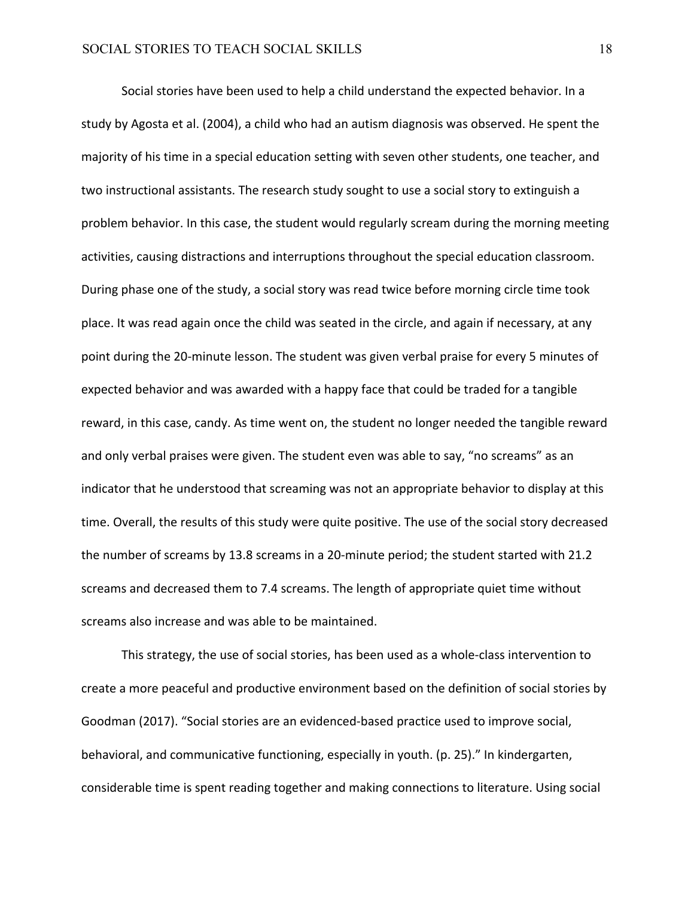Social stories have been used to help a child understand the expected behavior. In a study by Agosta et al. (2004), a child who had an autism diagnosis was observed. He spent the majority of his time in a special education setting with seven other students, one teacher, and two instructional assistants. The research study sought to use a social story to extinguish a problem behavior. In this case, the student would regularly scream during the morning meeting activities, causing distractions and interruptions throughout the special education classroom. During phase one of the study, a social story was read twice before morning circle time took place. It was read again once the child was seated in the circle, and again if necessary, at any point during the 20-minute lesson. The student was given verbal praise for every 5 minutes of expected behavior and was awarded with a happy face that could be traded for a tangible reward, in this case, candy. As time went on, the student no longer needed the tangible reward and only verbal praises were given. The student even was able to say, "no screams" as an indicator that he understood that screaming was not an appropriate behavior to display at this time. Overall, the results of this study were quite positive. The use of the social story decreased the number of screams by 13.8 screams in a 20-minute period; the student started with 21.2 screams and decreased them to 7.4 screams. The length of appropriate quiet time without screams also increase and was able to be maintained.

This strategy, the use of social stories, has been used as a whole-class intervention to create a more peaceful and productive environment based on the definition of social stories by Goodman (2017). "Social stories are an evidenced-based practice used to improve social, behavioral, and communicative functioning, especially in youth. (p. 25)." In kindergarten, considerable time is spent reading together and making connections to literature. Using social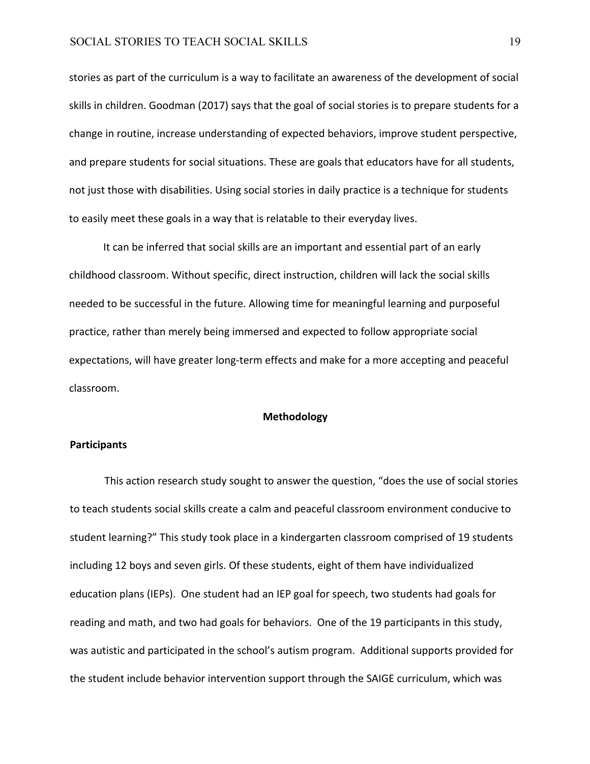stories as part of the curriculum is a way to facilitate an awareness of the development of social skills in children. Goodman (2017) says that the goal of social stories is to prepare students for a change in routine, increase understanding of expected behaviors, improve student perspective, and prepare students for social situations. These are goals that educators have for all students, not just those with disabilities. Using social stories in daily practice is a technique for students to easily meet these goals in a way that is relatable to their everyday lives.

It can be inferred that social skills are an important and essential part of an early childhood classroom. Without specific, direct instruction, children will lack the social skills needed to be successful in the future. Allowing time for meaningful learning and purposeful practice, rather than merely being immersed and expected to follow appropriate social expectations, will have greater long-term effects and make for a more accepting and peaceful classroom.

## Methodology

### Participants

This action research study sought to answer the question, "does the use of social stories to teach students social skills create a calm and peaceful classroom environment conducive to student learning?" This study took place in a kindergarten classroom comprised of 19 students including 12 boys and seven girls. Of these students, eight of them have individualized education plans (IEPs). One student had an IEP goal for speech, two students had goals for reading and math, and two had goals for behaviors. One of the 19 participants in this study, was autistic and participated in the school's autism program. Additional supports provided for the student include behavior intervention support through the SAIGE curriculum, which was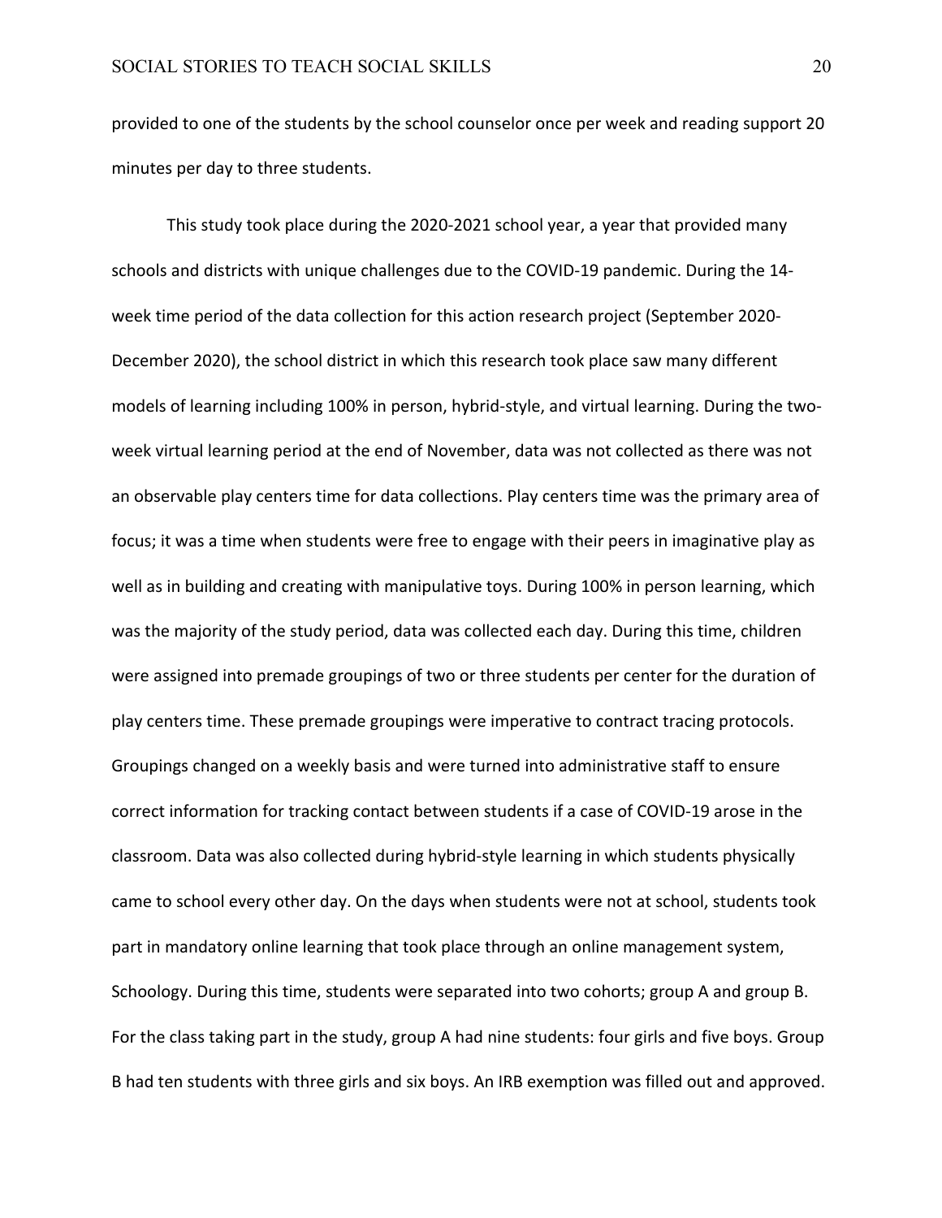provided to one of the students by the school counselor once per week and reading support 20 minutes per day to three students.

This study took place during the 2020-2021 school year, a year that provided many schools and districts with unique challenges due to the COVID-19 pandemic. During the 14-week time period of the data collection for this action research project (September 2020-December 2020), the school district in which this research took place saw many different models of learning including 100% in person, hybrid-style, and virtual learning. During the two-week virtual learning period at the end of November, data was not collected as there was not an observable play centers time for data collections. Play centers time was the primary area of focus; it was a time when students were free to engage with their peers in imaginative play as well as in building and creating with manipulative toys. During 100% in person learning, which was the majority of the study period, data was collected each day. During this time, children were assigned into premade groupings of two or three students per center for the duration of play centers time. These premade groupings were imperative to contract tracing protocols. Groupings changed on a weekly basis and were turned into administrative staff to ensure correct information for tracking contact between students if a case of COVID-19 arose in the classroom. Data was also collected during hybrid-style learning in which students physically came to school every other day. On the days when students were not at school, students took part in mandatory online learning that took place through an online management system, Schoology. During this time, students were separated into two cohorts; group A and group B. For the class taking part in the study, group A had nine students: four girls and five boys. Group B had ten students with three girls and six boys. An IRB exemption was filled out and approved.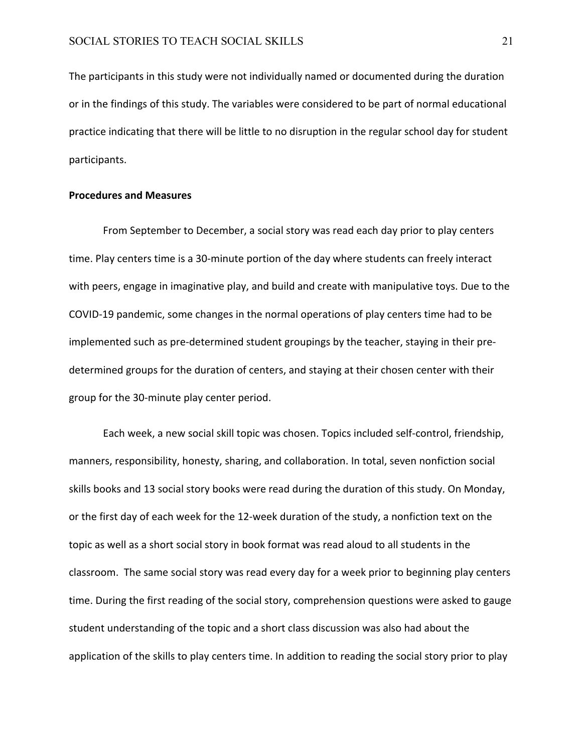The participants in this study were not individually named or documented during the duration or in the findings of this study. The variables were considered to be part of normal educational practice indicating that there will be little to no disruption in the regular school day for student participants.

**Procedures and Measures**

From September to December, a social story was read each day prior to play centers time. Play centers time is a 30-minute portion of the day where students can freely interact with peers, engage in imaginative play, and build and create with manipulative toys. Due to the COVID-19 pandemic, some changes in the normal operations of play centers time had to be implemented such as pre-determined student groupings by the teacher, staying in their pre-determined groups for the duration of centers, and staying at their chosen center with their group for the 30-minute play center period.

Each week, a new social skill topic was chosen. Topics included self-control, friendship, manners, responsibility, honesty, sharing, and collaboration. In total, seven nonfiction social skills books and 13 social story books were read during the duration of this study. On Monday, or the first day of each week for the 12-week duration of the study, a nonfiction text on the topic as well as a short social story in book format was read aloud to all students in the classroom. The same social story was read every day for a week prior to beginning play centers time. During the first reading of the social story, comprehension questions were asked to gauge student understanding of the topic and a short class discussion was also had about the application of the skills to play centers time. In addition to reading the social story prior to play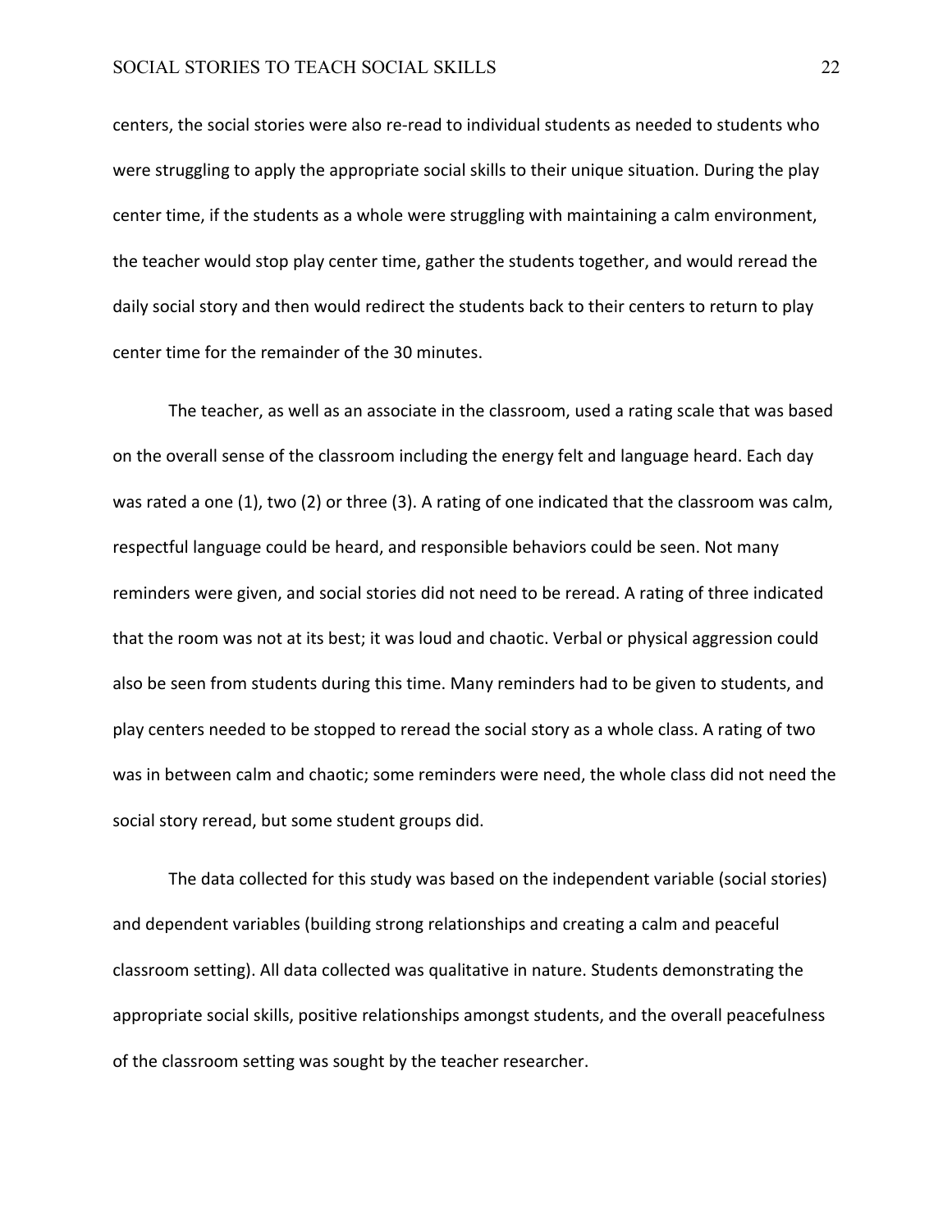centers, the social stories were also re-read to individual students as needed to students who were struggling to apply the appropriate social skills to their unique situation. During the play center time, if the students as a whole were struggling with maintaining a calm environment, the teacher would stop play center time, gather the students together, and would reread the daily social story and then would redirect the students back to their centers to return to play center time for the remainder of the 30 minutes.

The teacher, as well as an associate in the classroom, used a rating scale that was based on the overall sense of the classroom including the energy felt and language heard. Each day was rated a one (1), two (2) or three (3). A rating of one indicated that the classroom was calm, respectful language could be heard, and responsible behaviors could be seen. Not many reminders were given, and social stories did not need to be reread. A rating of three indicated that the room was not at its best; it was loud and chaotic. Verbal or physical aggression could also be seen from students during this time. Many reminders had to be given to students, and play centers needed to be stopped to reread the social story as a whole class. A rating of two was in between calm and chaotic; some reminders were need, the whole class did not need the social story reread, but some student groups did.

The data collected for this study was based on the independent variable (social stories) and dependent variables (building strong relationships and creating a calm and peaceful classroom setting). All data collected was qualitative in nature. Students demonstrating the appropriate social skills, positive relationships amongst students, and the overall peacefulness of the classroom setting was sought by the teacher researcher.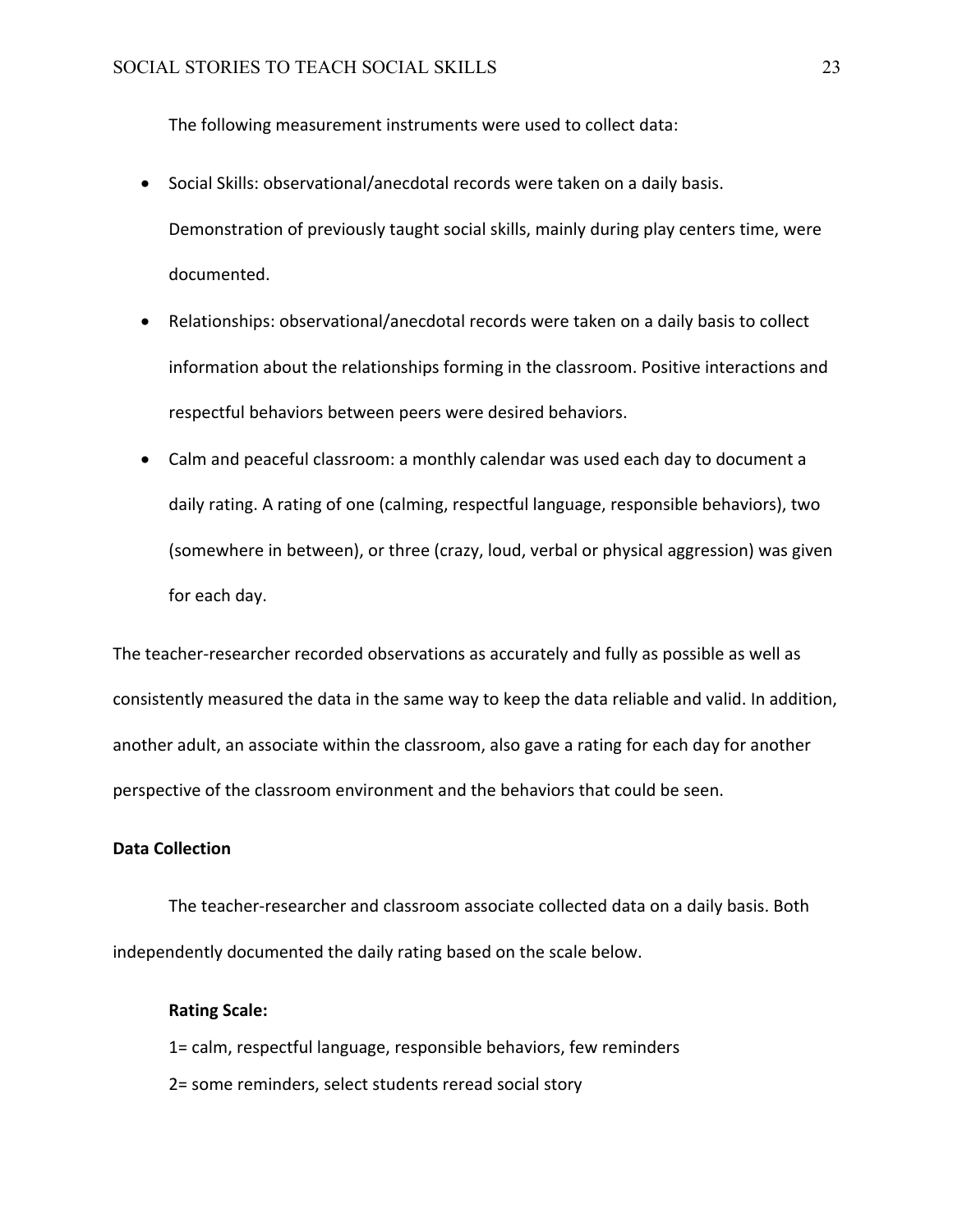The following measurement instruments were used to collect data:

- Social Skills: observational/anecdotal records were taken on a daily basis. Demonstration of previously taught social skills, mainly during play centers time, were documented.
- Relationships: observational/anecdotal records were taken on a daily basis to collect information about the relationships forming in the classroom. Positive interactions and respectful behaviors between peers were desired behaviors.
- Calm and peaceful classroom: a monthly calendar was used each day to document a daily rating. A rating of one (calming, respectful language, responsible behaviors), two (somewhere in between), or three (crazy, loud, verbal or physical aggression) was given for each day.

The teacher-researcher recorded observations as accurately and fully as possible as well as consistently measured the data in the same way to keep the data reliable and valid. In addition, another adult, an associate within the classroom, also gave a rating for each day for another perspective of the classroom environment and the behaviors that could be seen.

**Data Collection**

The teacher-researcher and classroom associate collected data on a daily basis. Both independently documented the daily rating based on the scale below.

**Rating Scale:**

1= calm, respectful language, responsible behaviors, few reminders

2= some reminders, select students reread social story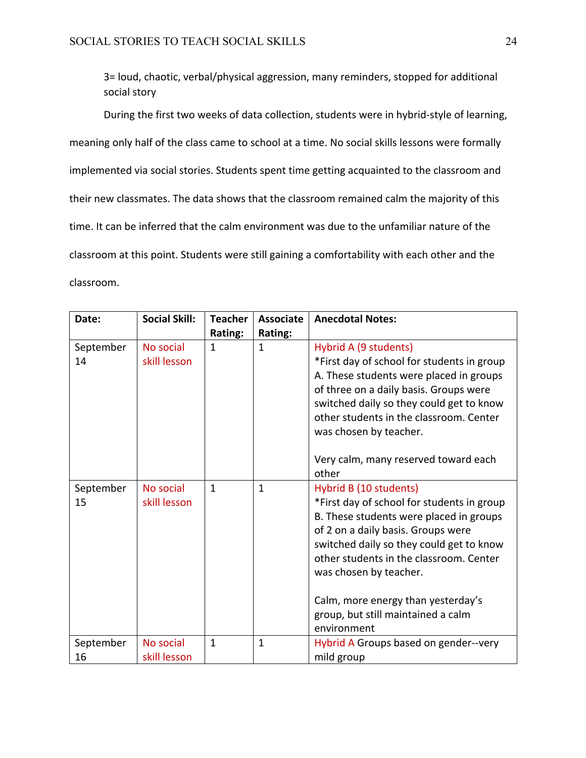3= loud, chaotic, verbal/physical aggression, many reminders, stopped for additional social story

During the first two weeks of data collection, students were in hybrid-style of learning, meaning only half of the class came to school at a time. No social skills lessons were formally implemented via social stories. Students spent time getting acquainted to the classroom and their new classmates. The data shows that the classroom remained calm the majority of this time. It can be inferred that the calm environment was due to the unfamiliar nature of the classroom at this point. Students were still gaining a comfortability with each other and the classroom.

| **Date:** | **Social Skill:** | **Teacher Rating:** | **Associate Rating:** | **Anecdotal Notes:** |
|---|---|---|---|---|
| September 14 | No social skill lesson | 1 | 1 | Hybrid A (9 students)<br>*First day of school for students in group A. These students were placed in groups of three on a daily basis. Groups were switched daily so they could get to know other students in the classroom. Center was chosen by teacher.<br><br>Very calm, many reserved toward each other |
| September 15 | No social skill lesson | 1 | 1 | Hybrid B (10 students)<br>*First day of school for students in group B. These students were placed in groups of 2 on a daily basis. Groups were switched daily so they could get to know other students in the classroom. Center was chosen by teacher.<br><br>Calm, more energy than yesterday's group, but still maintained a calm environment |
| September 16 | No social skill lesson | 1 | 1 | Hybrid A Groups based on gender--very mild group |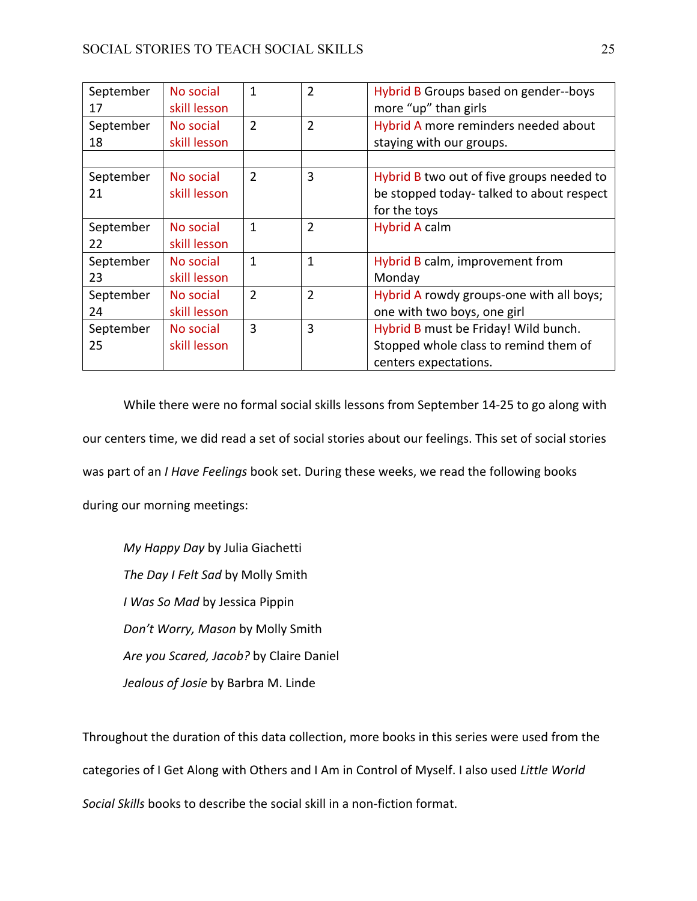| | | | | |
|---|---|---|---|---|
| September 17 | No social skill lesson | 1 | 2 | Hybrid B Groups based on gender--boys more "up" than girls |
| September 18 | No social skill lesson | 2 | 2 | Hybrid A more reminders needed about staying with our groups. |
| | | | | |
| September 21 | No social skill lesson | 2 | 3 | Hybrid B two out of five groups needed to be stopped today- talked to about respect for the toys |
| September 22 | No social skill lesson | 1 | 2 | Hybrid A calm |
| September 23 | No social skill lesson | 1 | 1 | Hybrid B calm, improvement from Monday |
| September 24 | No social skill lesson | 2 | 2 | Hybrid A rowdy groups-one with all boys; one with two boys, one girl |
| September 25 | No social skill lesson | 3 | 3 | Hybrid B must be Friday! Wild bunch. Stopped whole class to remind them of centers expectations. |

While there were no formal social skills lessons from September 14-25 to go along with our centers time, we did read a set of social stories about our feelings. This set of social stories was part of an *I Have Feelings* book set. During these weeks, we read the following books during our morning meetings:

*My Happy Day* by Julia Giachetti

*The Day I Felt Sad* by Molly Smith

*I Was So Mad* by Jessica Pippin

*Don't Worry, Mason* by Molly Smith

*Are you Scared, Jacob?* by Claire Daniel

*Jealous of Josie* by Barbra M. Linde

Throughout the duration of this data collection, more books in this series were used from the categories of I Get Along with Others and I Am in Control of Myself. I also used *Little World Social Skills* books to describe the social skill in a non-fiction format.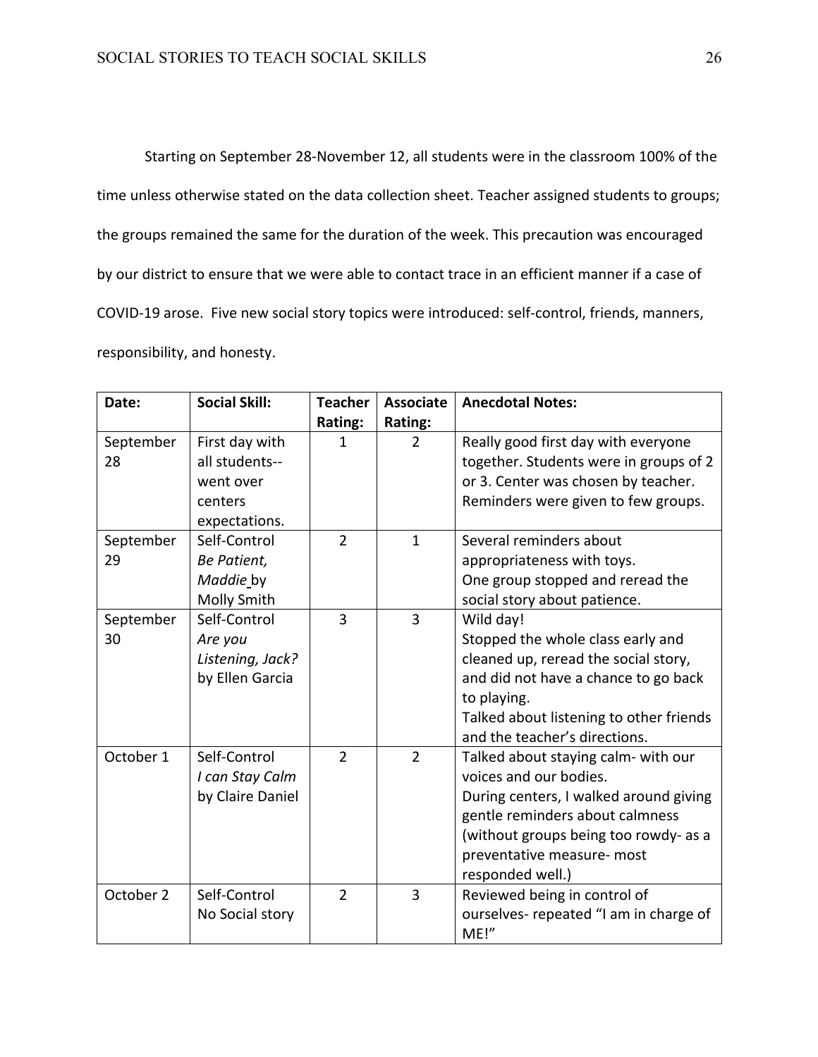Starting on September 28-November 12, all students were in the classroom 100% of the time unless otherwise stated on the data collection sheet. Teacher assigned students to groups; the groups remained the same for the duration of the week. This precaution was encouraged by our district to ensure that we were able to contact trace in an efficient manner if a case of COVID-19 arose. Five new social story topics were introduced: self-control, friends, manners, responsibility, and honesty.

| **Date:** | **Social Skill:** | **Teacher Rating:** | **Associate Rating:** | **Anecdotal Notes:** |
|---|---|---|---|---|
| September 28 | First day with all students--went over centers expectations. | 1 | 2 | Really good first day with everyone together. Students were in groups of 2 or 3. Center was chosen by teacher. Reminders were given to few groups. |
| September 29 | Self-Control *Be Patient, Maddie* by Molly Smith | 2 | 1 | Several reminders about appropriateness with toys. One group stopped and reread the social story about patience. |
| September 30 | Self-Control *Are you Listening, Jack?* by Ellen Garcia | 3 | 3 | Wild day! Stopped the whole class early and cleaned up, reread the social story, and did not have a chance to go back to playing. Talked about listening to other friends and the teacher's directions. |
| October 1 | Self-Control *I can Stay Calm* by Claire Daniel | 2 | 2 | Talked about staying calm- with our voices and our bodies. During centers, I walked around giving gentle reminders about calmness (without groups being too rowdy- as a preventative measure- most responded well.) |
| October 2 | Self-Control No Social story | 2 | 3 | Reviewed being in control of ourselves- repeated "I am in charge of ME!" |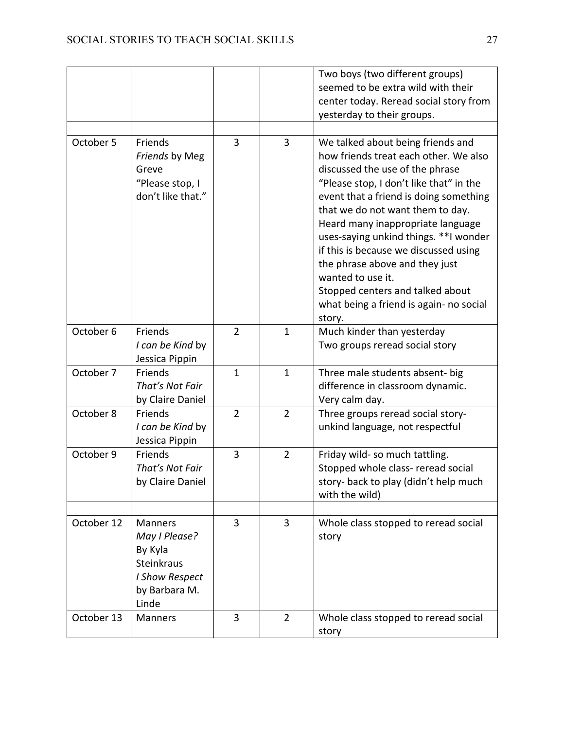| | | | | |
|---|---|---|---|---|
| | | | | Two boys (two different groups) seemed to be extra wild with their center today. Reread social story from yesterday to their groups. |
| | | | | |
| October 5 | Friends *Friends* by Meg Greve "Please stop, I don't like that." | 3 | 3 | We talked about being friends and how friends treat each other. We also discussed the use of the phrase "Please stop, I don't like that" in the event that a friend is doing something that we do not want them to day. Heard many inappropriate language uses-saying unkind things. **I wonder if this is because we discussed using the phrase above and they just wanted to use it. Stopped centers and talked about what being a friend is again- no social story. |
| October 6 | Friends *I can be Kind* by Jessica Pippin | 2 | 1 | Much kinder than yesterday Two groups reread social story |
| October 7 | Friends *That's Not Fair* by Claire Daniel | 1 | 1 | Three male students absent- big difference in classroom dynamic. Very calm day. |
| October 8 | Friends *I can be Kind* by Jessica Pippin | 2 | 2 | Three groups reread social story- unkind language, not respectful |
| October 9 | Friends *That's Not Fair* by Claire Daniel | 3 | 2 | Friday wild- so much tattling. Stopped whole class- reread social story- back to play (didn't help much with the wild) |
| | | | | |
| October 12 | Manners *May I Please?* By Kyla Steinkraus *I Show Respect* by Barbara M. Linde | 3 | 3 | Whole class stopped to reread social story |
| October 13 | Manners | 3 | 2 | Whole class stopped to reread social story |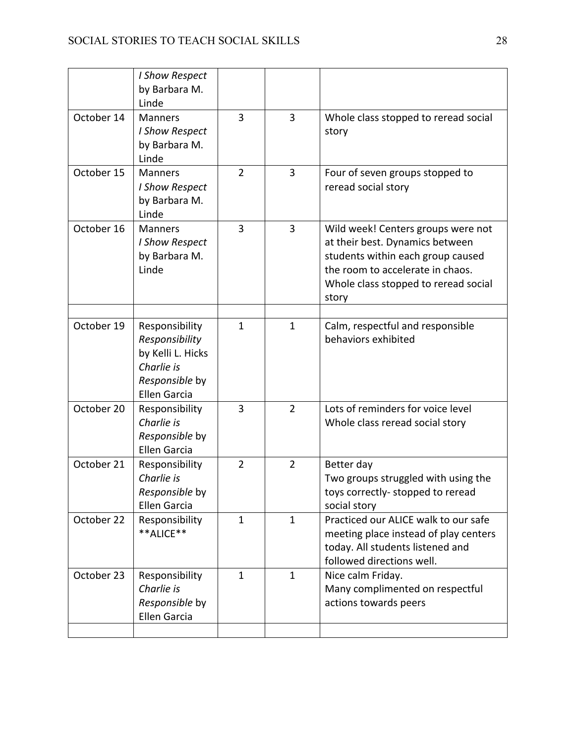| | | | | |
|---|---|---|---|---|
| | *I Show Respect* by Barbara M. Linde | | | |
| October 14 | Manners *I Show Respect* by Barbara M. Linde | 3 | 3 | Whole class stopped to reread social story |
| October 15 | Manners *I Show Respect* by Barbara M. Linde | 2 | 3 | Four of seven groups stopped to reread social story |
| October 16 | Manners *I Show Respect* by Barbara M. Linde | 3 | 3 | Wild week! Centers groups were not at their best. Dynamics between students within each group caused the room to accelerate in chaos. Whole class stopped to reread social story |
| | | | | |
| October 19 | Responsibility *Responsibility* by Kelli L. Hicks *Charlie is Responsible* by Ellen Garcia | 1 | 1 | Calm, respectful and responsible behaviors exhibited |
| October 20 | Responsibility *Charlie is Responsible* by Ellen Garcia | 3 | 2 | Lots of reminders for voice level Whole class reread social story |
| October 21 | Responsibility *Charlie is Responsible* by Ellen Garcia | 2 | 2 | Better day Two groups struggled with using the toys correctly- stopped to reread social story |
| October 22 | Responsibility **ALICE** | 1 | 1 | Practiced our ALICE walk to our safe meeting place instead of play centers today. All students listened and followed directions well. |
| October 23 | Responsibility *Charlie is Responsible* by Ellen Garcia | 1 | 1 | Nice calm Friday. Many complimented on respectful actions towards peers |
| | | | | |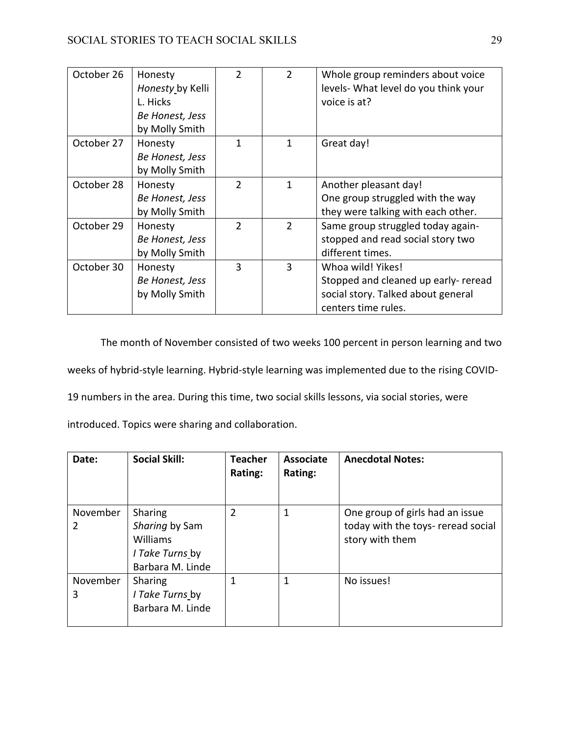| October 26 | Honesty *Honesty* by Kelli L. Hicks *Be Honest, Jess* by Molly Smith | 2 | 2 | Whole group reminders about voice levels- What level do you think your voice is at? |
|---|---|---|---|---|
| October 27 | Honesty *Be Honest, Jess* by Molly Smith | 1 | 1 | Great day! |
| October 28 | Honesty *Be Honest, Jess* by Molly Smith | 2 | 1 | Another pleasant day! One group struggled with the way they were talking with each other. |
| October 29 | Honesty *Be Honest, Jess* by Molly Smith | 2 | 2 | Same group struggled today again- stopped and read social story two different times. |
| October 30 | Honesty *Be Honest, Jess* by Molly Smith | 3 | 3 | Whoa wild! Yikes! Stopped and cleaned up early- reread social story. Talked about general centers time rules. |

The month of November consisted of two weeks 100 percent in person learning and two weeks of hybrid-style learning. Hybrid-style learning was implemented due to the rising COVID-19 numbers in the area. During this time, two social skills lessons, via social stories, were introduced. Topics were sharing and collaboration.

| **Date:** | **Social Skill:** | **Teacher Rating:** | **Associate Rating:** | **Anecdotal Notes:** |
|---|---|---|---|---|
| November 2 | Sharing *Sharing* by Sam Williams *I Take Turns* by Barbara M. Linde | 2 | 1 | One group of girls had an issue today with the toys- reread social story with them |
| November 3 | Sharing *I Take Turns* by Barbara M. Linde | 1 | 1 | No issues! |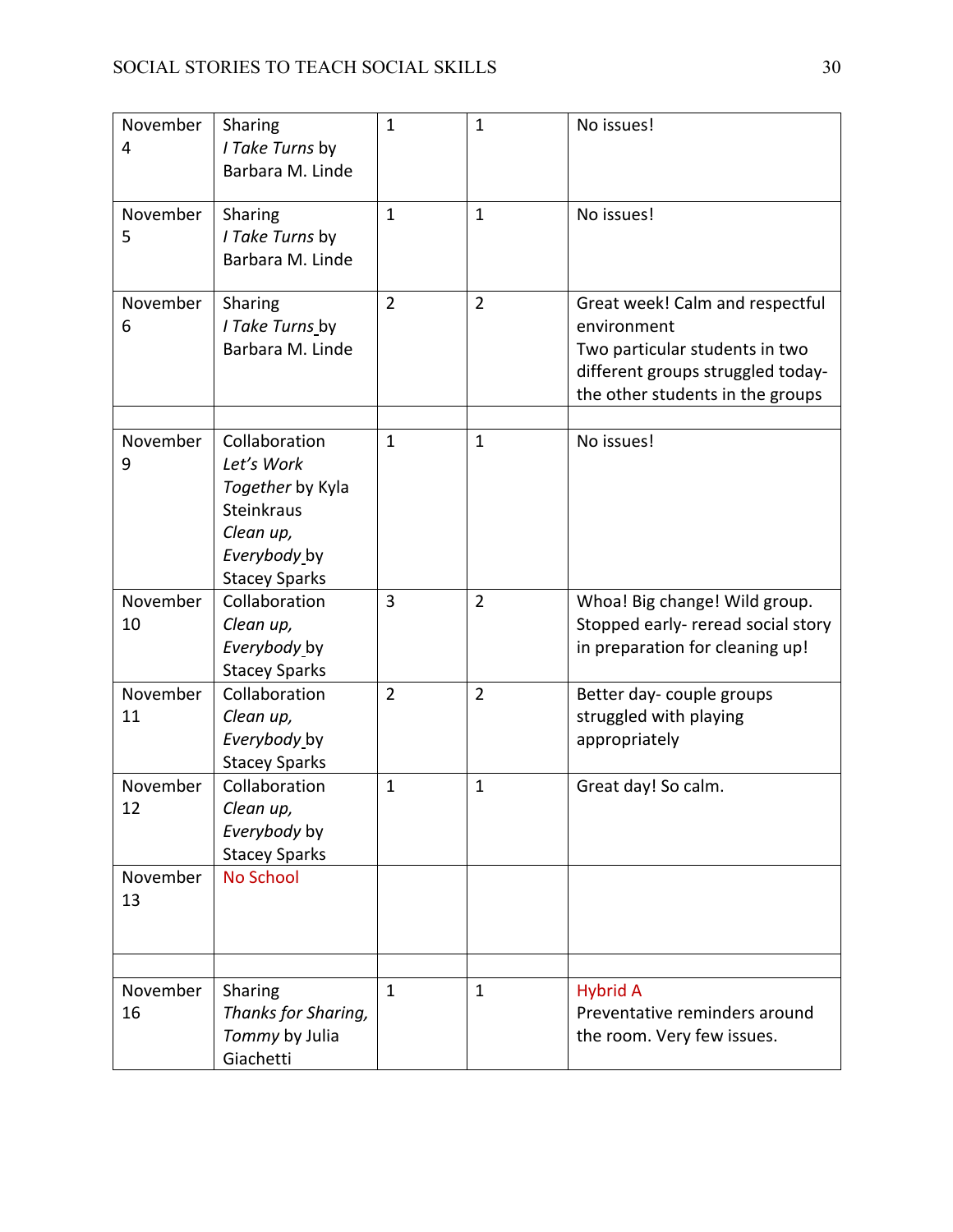| November 4 | Sharing *I Take Turns* by Barbara M. Linde | 1 | 1 | No issues! |
|---|---|---|---|---|
| November 5 | Sharing *I Take Turns* by Barbara M. Linde | 1 | 1 | No issues! |
| November 6 | Sharing *I Take Turns* by Barbara M. Linde | 2 | 2 | Great week! Calm and respectful environment Two particular students in two different groups struggled today- the other students in the groups |
| | | | | |
| November 9 | Collaboration *Let's Work Together* by Kyla Steinkraus *Clean up, Everybody* by Stacey Sparks | 1 | 1 | No issues! |
| November 10 | Collaboration *Clean up, Everybody* by Stacey Sparks | 3 | 2 | Whoa! Big change! Wild group. Stopped early- reread social story in preparation for cleaning up! |
| November 11 | Collaboration *Clean up, Everybody* by Stacey Sparks | 2 | 2 | Better day- couple groups struggled with playing appropriately |
| November 12 | Collaboration *Clean up, Everybody* by Stacey Sparks | 1 | 1 | Great day! So calm. |
| November 13 | No School | | | |
| | | | | |
| November 16 | Sharing *Thanks for Sharing, Tommy* by Julia Giachetti | 1 | 1 | Hybrid A Preventative reminders around the room. Very few issues. |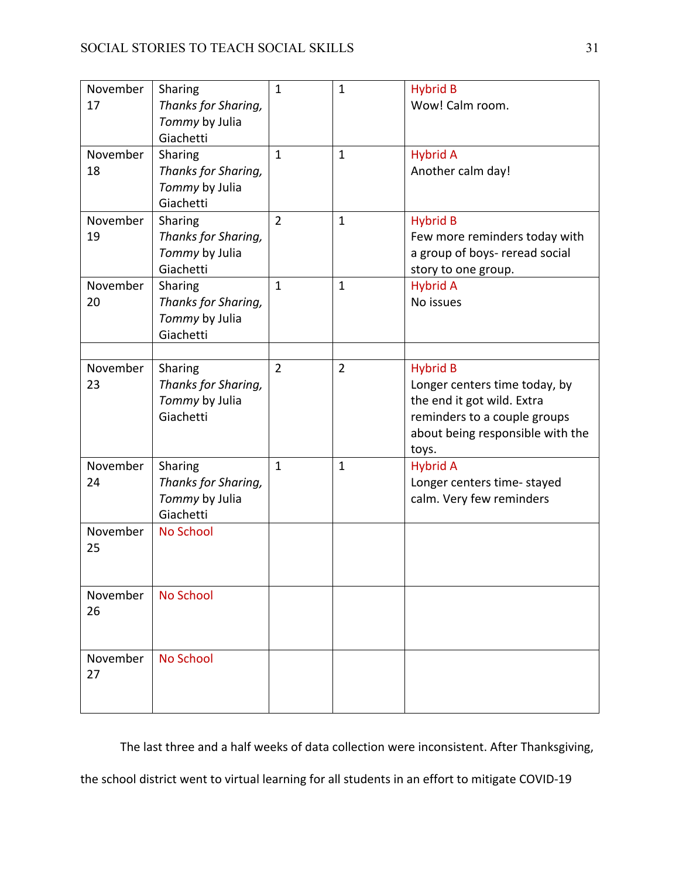| | | | | |
|---|---|---|---|---|
| November 17 | Sharing *Thanks for Sharing, Tommy* by Julia Giachetti | 1 | 1 | Hybrid B Wow! Calm room. |
| November 18 | Sharing *Thanks for Sharing, Tommy* by Julia Giachetti | 1 | 1 | Hybrid A Another calm day! |
| November 19 | Sharing *Thanks for Sharing, Tommy* by Julia Giachetti | 2 | 1 | Hybrid B Few more reminders today with a group of boys- reread social story to one group. |
| November 20 | Sharing *Thanks for Sharing, Tommy* by Julia Giachetti | 1 | 1 | Hybrid A No issues |
| | | | | |
| November 23 | Sharing *Thanks for Sharing, Tommy* by Julia Giachetti | 2 | 2 | Hybrid B Longer centers time today, by the end it got wild. Extra reminders to a couple groups about being responsible with the toys. |
| November 24 | Sharing *Thanks for Sharing, Tommy* by Julia Giachetti | 1 | 1 | Hybrid A Longer centers time- stayed calm. Very few reminders |
| November 25 | No School | | | |
| November 26 | No School | | | |
| November 27 | No School | | | |

The last three and a half weeks of data collection were inconsistent. After Thanksgiving, the school district went to virtual learning for all students in an effort to mitigate COVID-19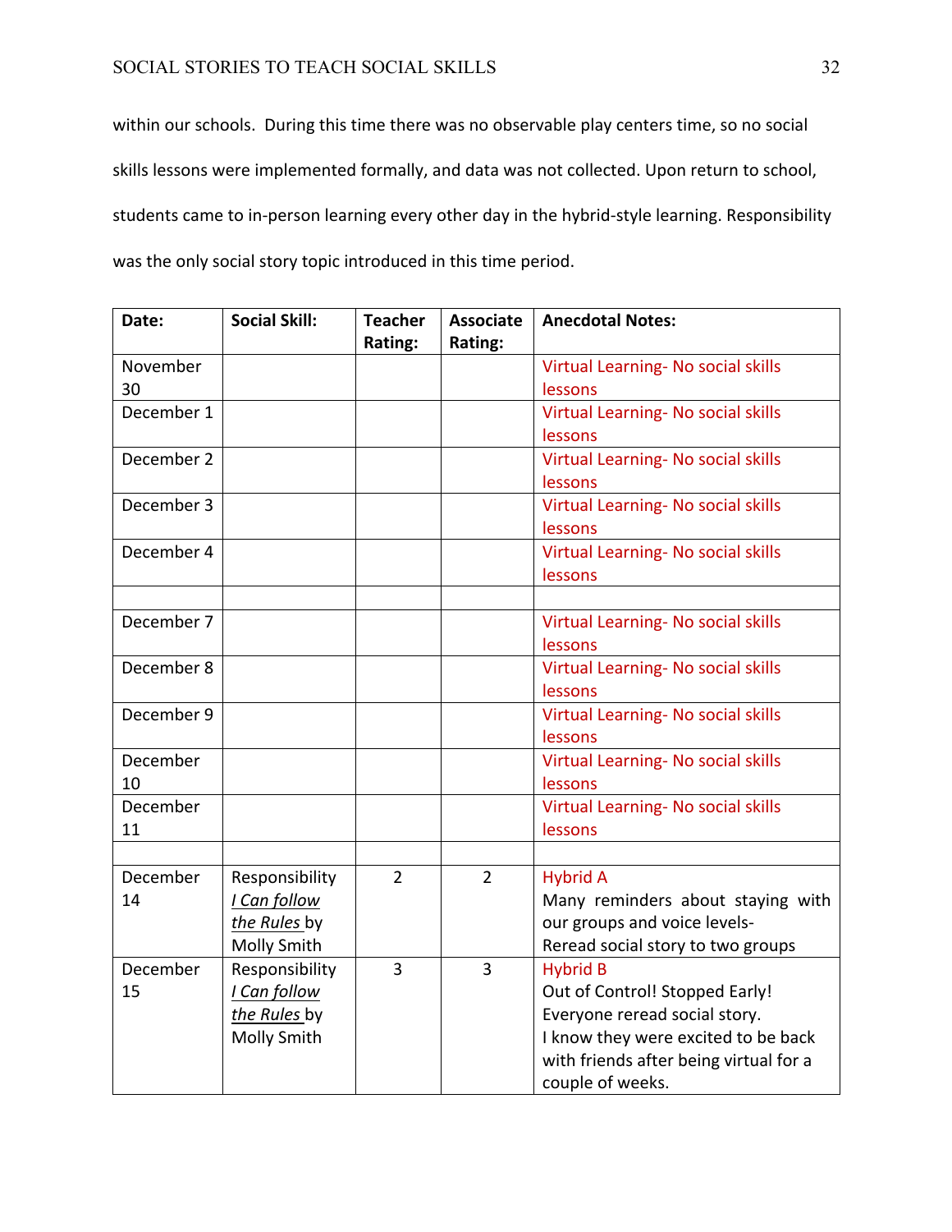within our schools. During this time there was no observable play centers time, so no social skills lessons were implemented formally, and data was not collected. Upon return to school, students came to in-person learning every other day in the hybrid-style learning. Responsibility was the only social story topic introduced in this time period.

| **Date:** | **Social Skill:** | **Teacher Rating:** | **Associate Rating:** | **Anecdotal Notes:** |
|---|---|---|---|---|
| November 30 | | | | Virtual Learning- No social skills lessons |
| December 1 | | | | Virtual Learning- No social skills lessons |
| December 2 | | | | Virtual Learning- No social skills lessons |
| December 3 | | | | Virtual Learning- No social skills lessons |
| December 4 | | | | Virtual Learning- No social skills lessons |
| | | | | |
| December 7 | | | | Virtual Learning- No social skills lessons |
| December 8 | | | | Virtual Learning- No social skills lessons |
| December 9 | | | | Virtual Learning- No social skills lessons |
| December 10 | | | | Virtual Learning- No social skills lessons |
| December 11 | | | | Virtual Learning- No social skills lessons |
| | | | | |
| December 14 | Responsibility *I Can follow the Rules* by Molly Smith | 2 | 2 | Hybrid A<br>Many reminders about staying with our groups and voice levels-<br>Reread social story to two groups |
| December 15 | Responsibility *I Can follow the Rules* by Molly Smith | 3 | 3 | Hybrid B<br>Out of Control! Stopped Early!<br>Everyone reread social story.<br>I know they were excited to be back with friends after being virtual for a couple of weeks. |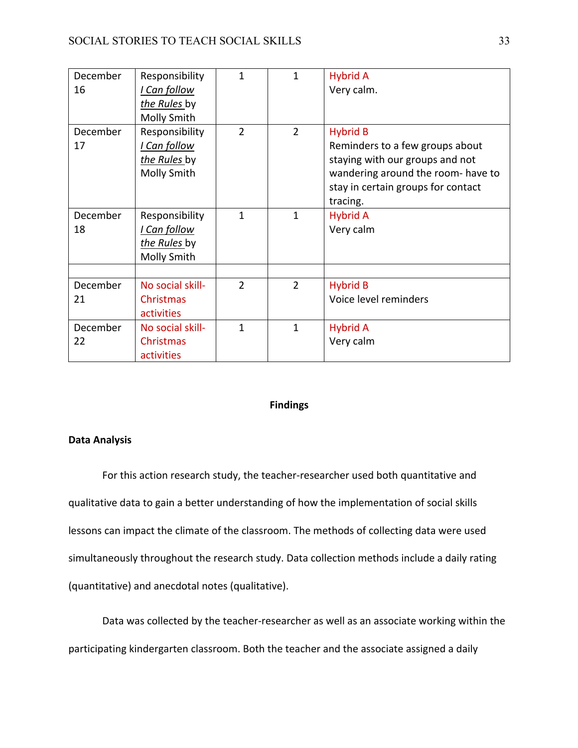| | | | | |
|---|---|---|---|---|
| December 16 | Responsibility *I Can follow the Rules* by Molly Smith | 1 | 1 | Hybrid A<br>Very calm. |
| December 17 | Responsibility *I Can follow the Rules* by Molly Smith | 2 | 2 | Hybrid B<br>Reminders to a few groups about staying with our groups and not wandering around the room- have to stay in certain groups for contact tracing. |
| December 18 | Responsibility *I Can follow the Rules* by Molly Smith | 1 | 1 | Hybrid A<br>Very calm |
| | | | | |
| December 21 | No social skill- Christmas activities | 2 | 2 | Hybrid B<br>Voice level reminders |
| December 22 | No social skill- Christmas activities | 1 | 1 | Hybrid A<br>Very calm |

## Findings

### Data Analysis

For this action research study, the teacher-researcher used both quantitative and qualitative data to gain a better understanding of how the implementation of social skills lessons can impact the climate of the classroom. The methods of collecting data were used simultaneously throughout the research study. Data collection methods include a daily rating (quantitative) and anecdotal notes (qualitative).

Data was collected by the teacher-researcher as well as an associate working within the participating kindergarten classroom. Both the teacher and the associate assigned a daily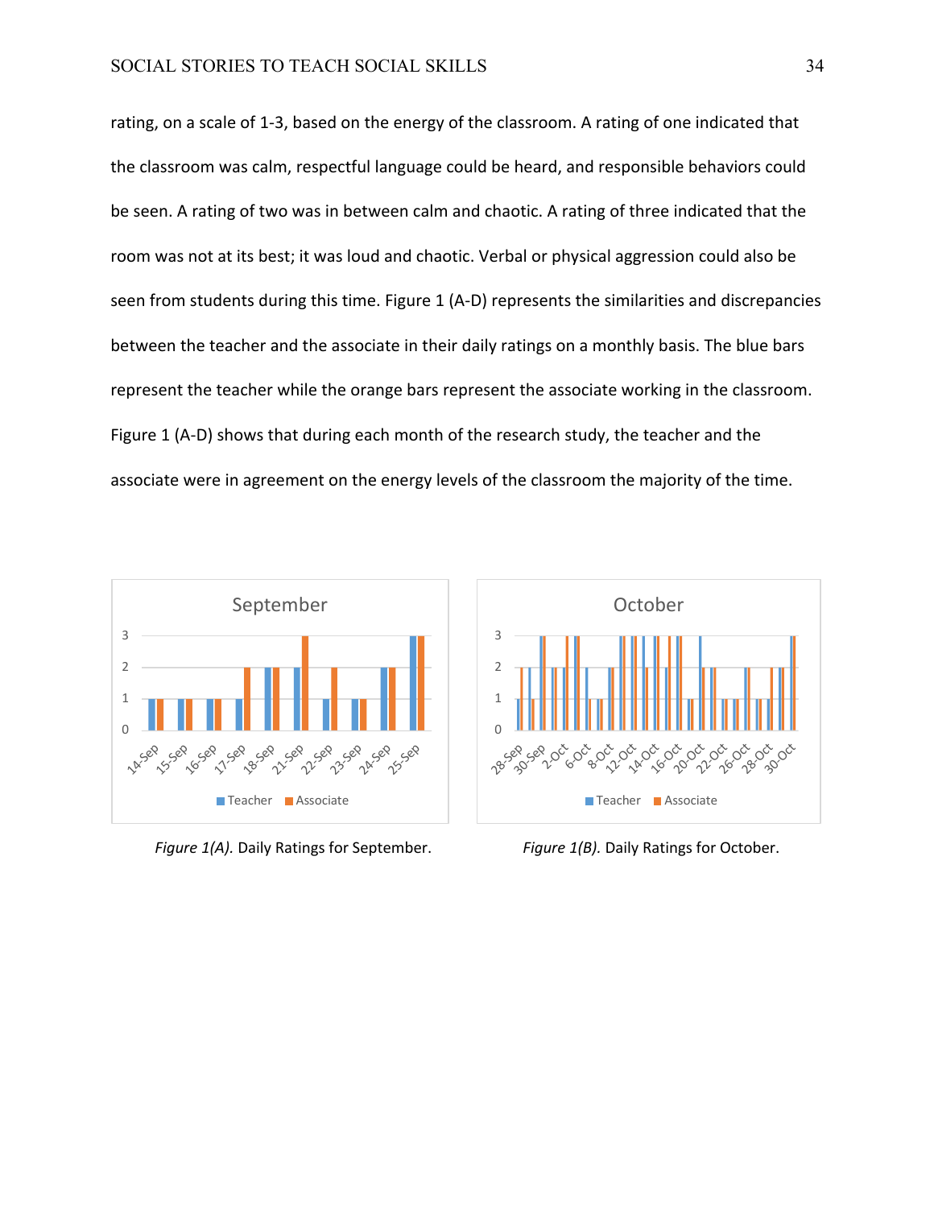rating, on a scale of 1-3, based on the energy of the classroom. A rating of one indicated that the classroom was calm, respectful language could be heard, and responsible behaviors could be seen. A rating of two was in between calm and chaotic. A rating of three indicated that the room was not at its best; it was loud and chaotic. Verbal or physical aggression could also be seen from students during this time. Figure 1 (A-D) represents the similarities and discrepancies between the teacher and the associate in their daily ratings on a monthly basis. The blue bars represent the teacher while the orange bars represent the associate working in the classroom. Figure 1 (A-D) shows that during each month of the research study, the teacher and the associate were in agreement on the energy levels of the classroom the majority of the time.

*Figure 1(A).* Daily Ratings for September.

*Figure 1(B).* Daily Ratings for October.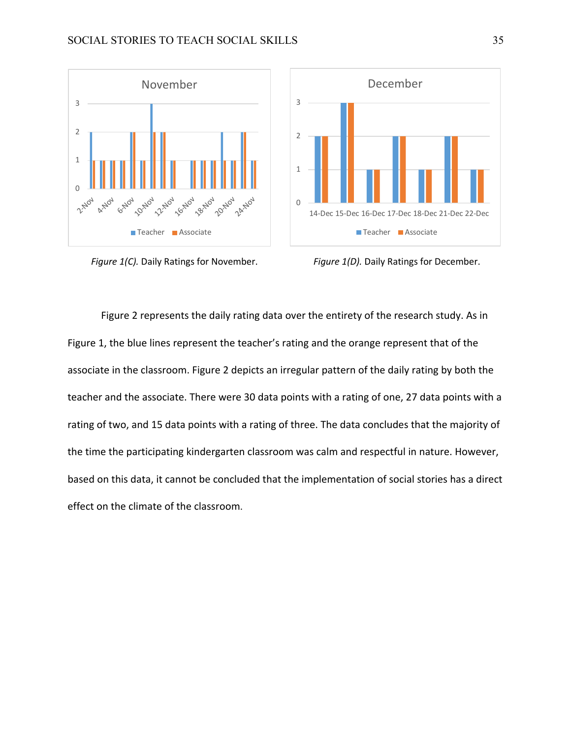*Figure 1(C).* Daily Ratings for November.

*Figure 1(D).* Daily Ratings for December.

Figure 2 represents the daily rating data over the entirety of the research study. As in Figure 1, the blue lines represent the teacher's rating and the orange represent that of the associate in the classroom. Figure 2 depicts an irregular pattern of the daily rating by both the teacher and the associate. There were 30 data points with a rating of one, 27 data points with a rating of two, and 15 data points with a rating of three. The data concludes that the majority of the time the participating kindergarten classroom was calm and respectful in nature. However, based on this data, it cannot be concluded that the implementation of social stories has a direct effect on the climate of the classroom.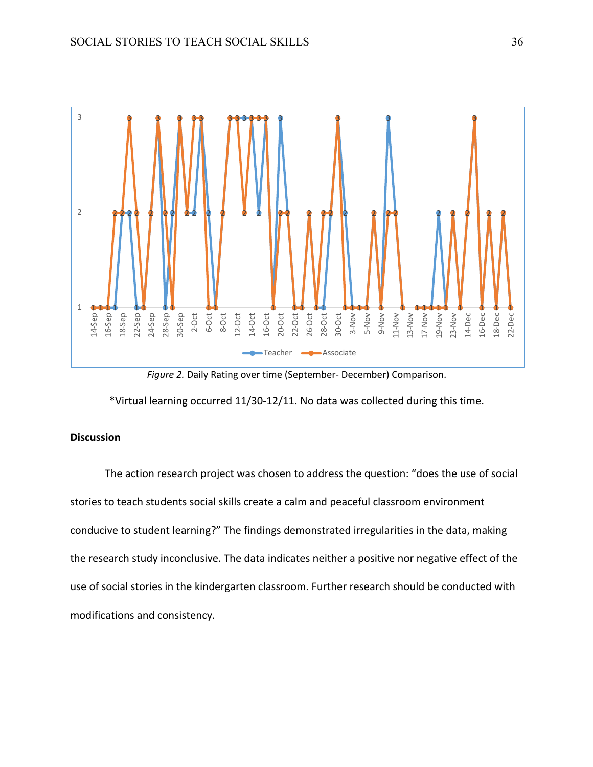*Figure 2.* Daily Rating over time (September- December) Comparison.

*Virtual learning occurred 11/30-12/11. No data was collected during this time.

**Discussion**

The action research project was chosen to address the question: "does the use of social stories to teach students social skills create a calm and peaceful classroom environment conducive to student learning?" The findings demonstrated irregularities in the data, making the research study inconclusive. The data indicates neither a positive nor negative effect of the use of social stories in the kindergarten classroom. Further research should be conducted with modifications and consistency.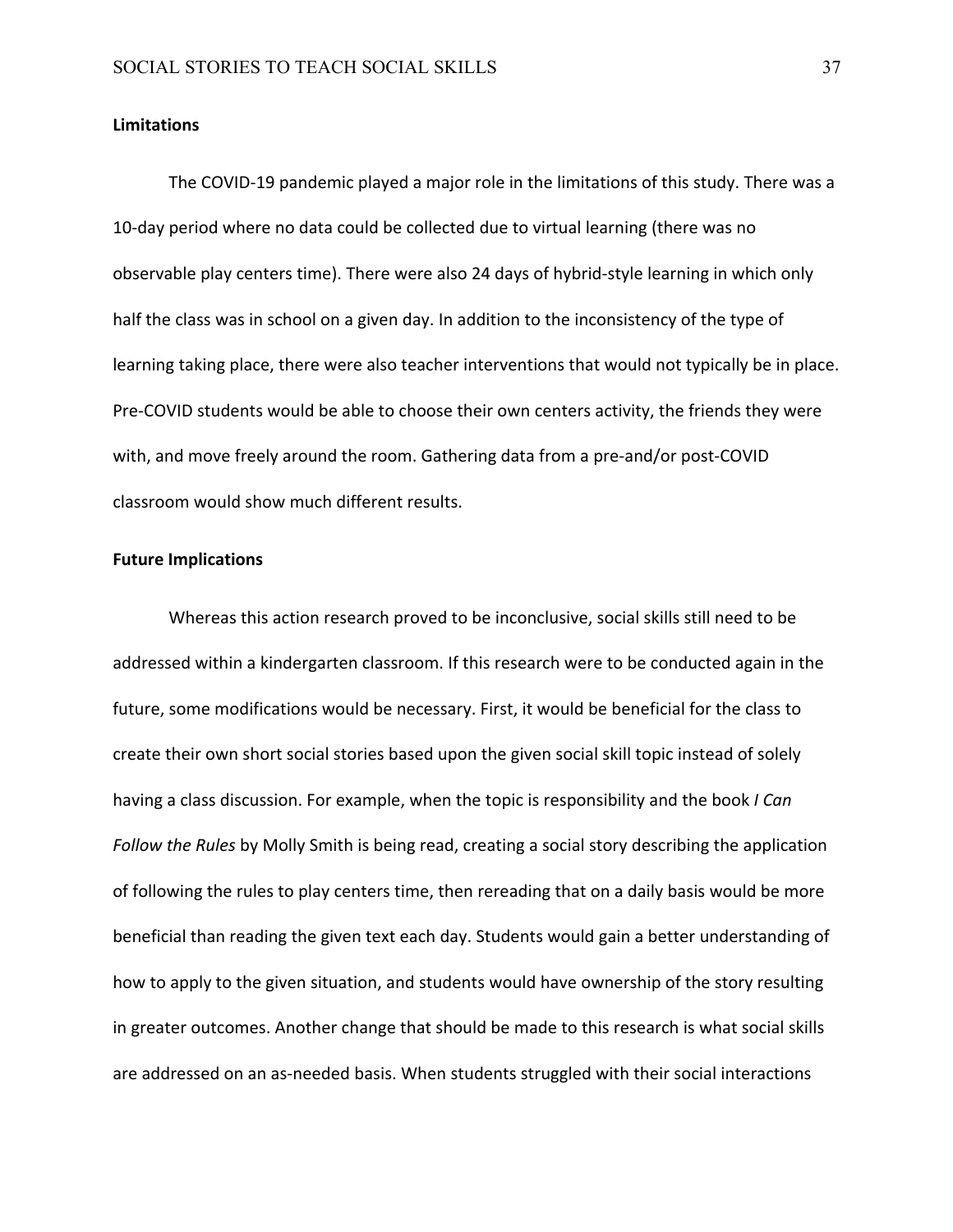### Limitations

The COVID-19 pandemic played a major role in the limitations of this study. There was a 10-day period where no data could be collected due to virtual learning (there was no observable play centers time). There were also 24 days of hybrid-style learning in which only half the class was in school on a given day. In addition to the inconsistency of the type of learning taking place, there were also teacher interventions that would not typically be in place. Pre-COVID students would be able to choose their own centers activity, the friends they were with, and move freely around the room. Gathering data from a pre-and/or post-COVID classroom would show much different results.

### Future Implications

Whereas this action research proved to be inconclusive, social skills still need to be addressed within a kindergarten classroom. If this research were to be conducted again in the future, some modifications would be necessary. First, it would be beneficial for the class to create their own short social stories based upon the given social skill topic instead of solely having a class discussion. For example, when the topic is responsibility and the book *I Can Follow the Rules* by Molly Smith is being read, creating a social story describing the application of following the rules to play centers time, then rereading that on a daily basis would be more beneficial than reading the given text each day. Students would gain a better understanding of how to apply to the given situation, and students would have ownership of the story resulting in greater outcomes. Another change that should be made to this research is what social skills are addressed on an as-needed basis. When students struggled with their social interactions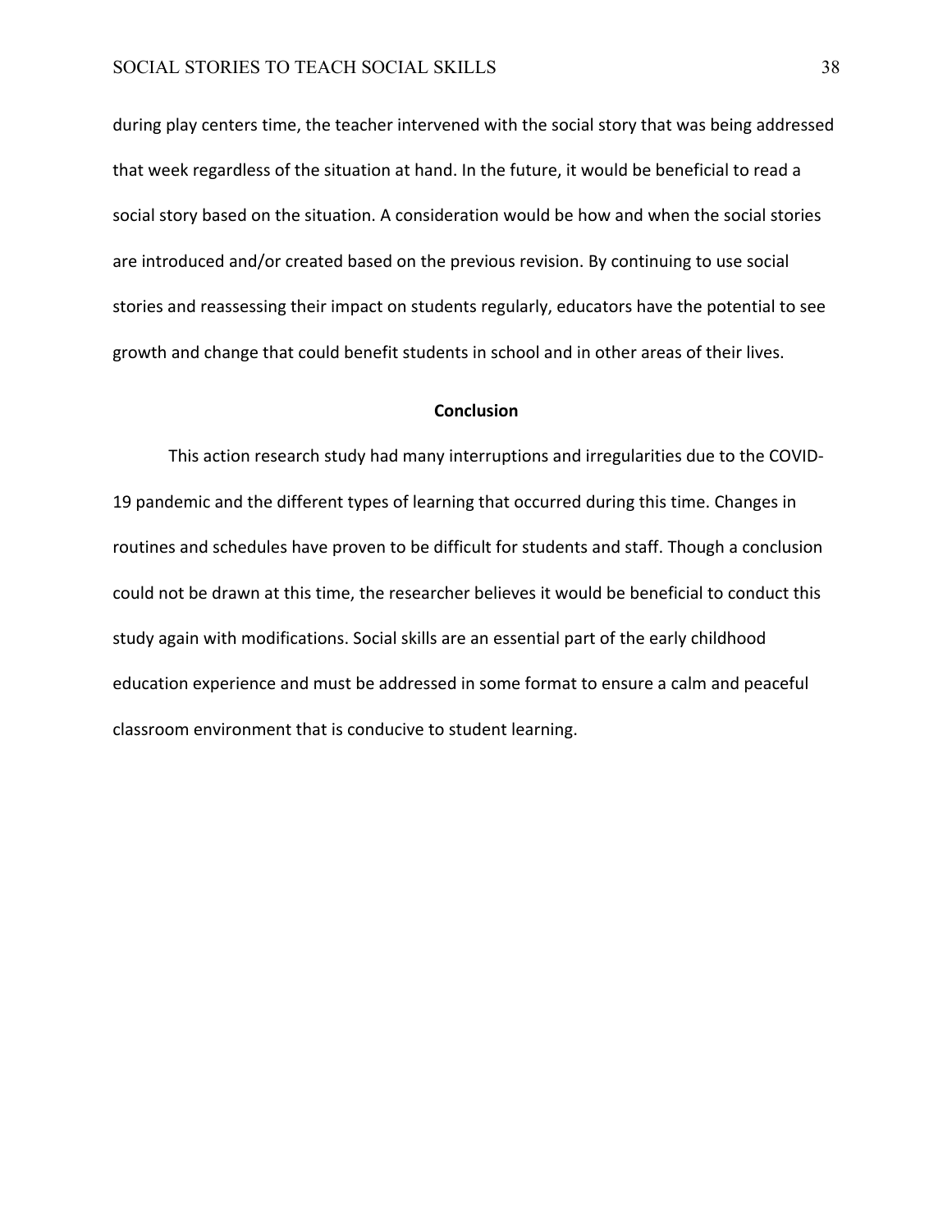during play centers time, the teacher intervened with the social story that was being addressed that week regardless of the situation at hand. In the future, it would be beneficial to read a social story based on the situation. A consideration would be how and when the social stories are introduced and/or created based on the previous revision. By continuing to use social stories and reassessing their impact on students regularly, educators have the potential to see growth and change that could benefit students in school and in other areas of their lives.

## Conclusion

This action research study had many interruptions and irregularities due to the COVID-19 pandemic and the different types of learning that occurred during this time. Changes in routines and schedules have proven to be difficult for students and staff. Though a conclusion could not be drawn at this time, the researcher believes it would be beneficial to conduct this study again with modifications. Social skills are an essential part of the early childhood education experience and must be addressed in some format to ensure a calm and peaceful classroom environment that is conducive to student learning.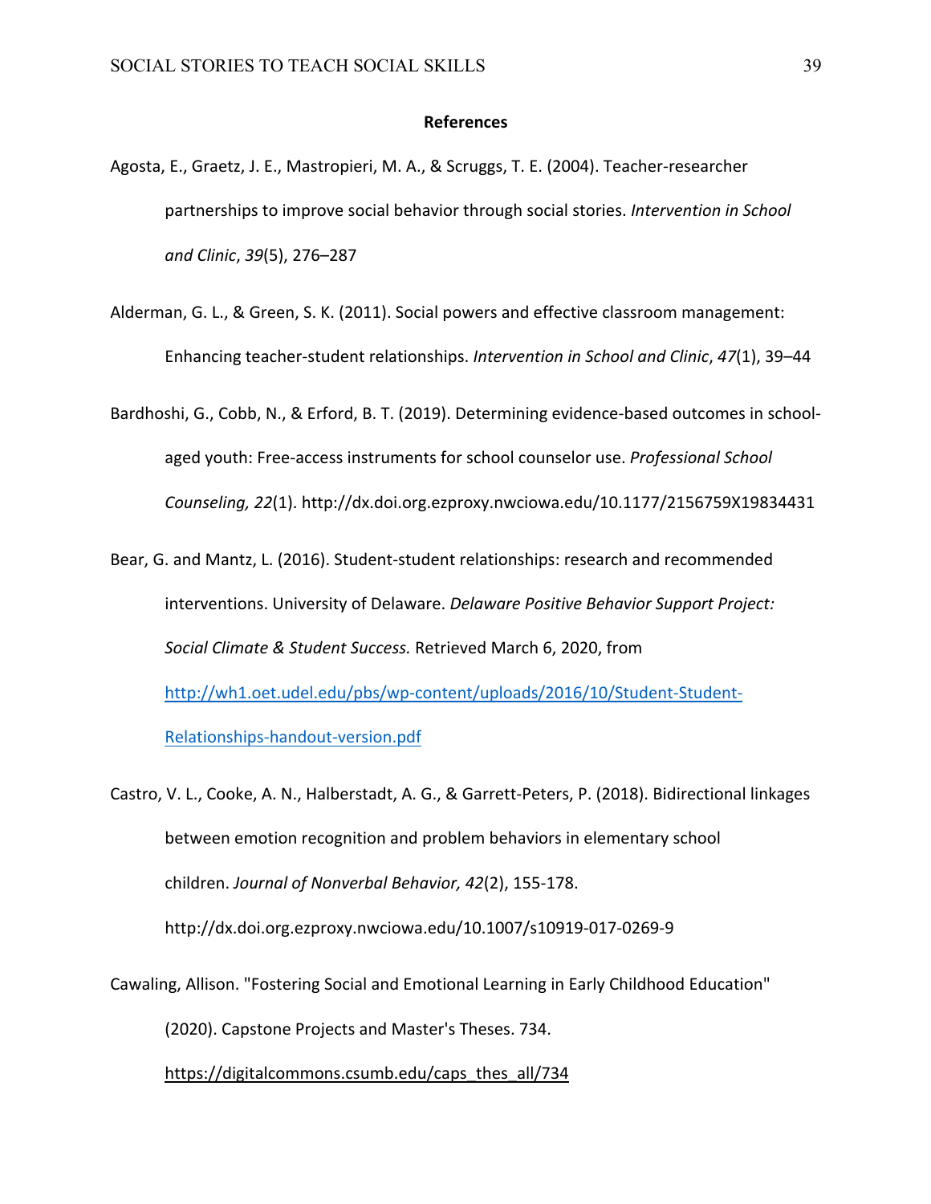**References**

Agosta, E., Graetz, J. E., Mastropieri, M. A., & Scruggs, T. E. (2004). Teacher-researcher partnerships to improve social behavior through social stories. *Intervention in School and Clinic*, *39*(5), 276–287

Alderman, G. L., & Green, S. K. (2011). Social powers and effective classroom management: Enhancing teacher-student relationships. *Intervention in School and Clinic*, *47*(1), 39–44

Bardhoshi, G., Cobb, N., & Erford, B. T. (2019). Determining evidence-based outcomes in school-aged youth: Free-access instruments for school counselor use. *Professional School Counseling, 22*(1). http://dx.doi.org.ezproxy.nwciowa.edu/10.1177/2156759X19834431

Bear, G. and Mantz, L. (2016). Student-student relationships: research and recommended interventions. University of Delaware. *Delaware Positive Behavior Support Project: Social Climate & Student Success.* Retrieved March 6, 2020, from http://wh1.oet.udel.edu/pbs/wp-content/uploads/2016/10/Student-Student-Relationships-handout-version.pdf

Castro, V. L., Cooke, A. N., Halberstadt, A. G., & Garrett-Peters, P. (2018). Bidirectional linkages between emotion recognition and problem behaviors in elementary school children. *Journal of Nonverbal Behavior, 42*(2), 155-178. http://dx.doi.org.ezproxy.nwciowa.edu/10.1007/s10919-017-0269-9

Cawaling, Allison. "Fostering Social and Emotional Learning in Early Childhood Education" (2020). Capstone Projects and Master's Theses. 734. https://digitalcommons.csumb.edu/caps_thes_all/734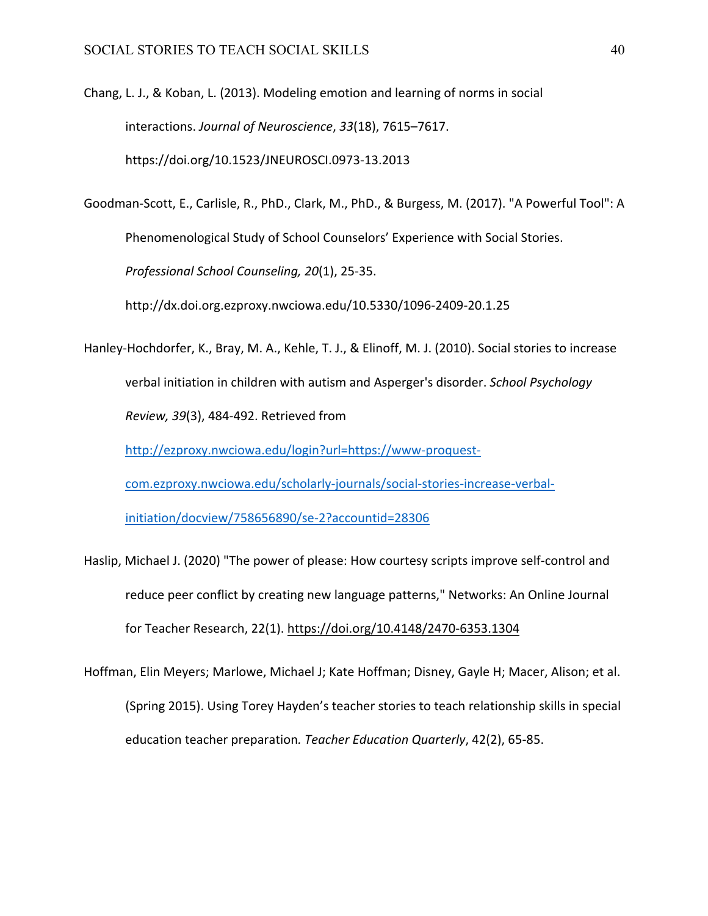Chang, L. J., & Koban, L. (2013). Modeling emotion and learning of norms in social interactions. *Journal of Neuroscience*, *33*(18), 7615–7617. https://doi.org/10.1523/JNEUROSCI.0973-13.2013

Goodman-Scott, E., Carlisle, R., PhD., Clark, M., PhD., & Burgess, M. (2017). "A Powerful Tool": A Phenomenological Study of School Counselors' Experience with Social Stories. *Professional School Counseling, 20*(1), 25-35. http://dx.doi.org.ezproxy.nwciowa.edu/10.5330/1096-2409-20.1.25

Hanley-Hochdorfer, K., Bray, M. A., Kehle, T. J., & Elinoff, M. J. (2010). Social stories to increase verbal initiation in children with autism and Asperger's disorder. *School Psychology Review, 39*(3), 484-492. Retrieved from http://ezproxy.nwciowa.edu/login?url=https://www-proquest-com.ezproxy.nwciowa.edu/scholarly-journals/social-stories-increase-verbal-initiation/docview/758656890/se-2?accountid=28306

Haslip, Michael J. (2020) "The power of please: How courtesy scripts improve self-control and reduce peer conflict by creating new language patterns," Networks: An Online Journal for Teacher Research, 22(1). https://doi.org/10.4148/2470-6353.1304

Hoffman, Elin Meyers; Marlowe, Michael J; Kate Hoffman; Disney, Gayle H; Macer, Alison; et al. (Spring 2015). Using Torey Hayden's teacher stories to teach relationship skills in special education teacher preparation. *Teacher Education Quarterly*, 42(2), 65-85.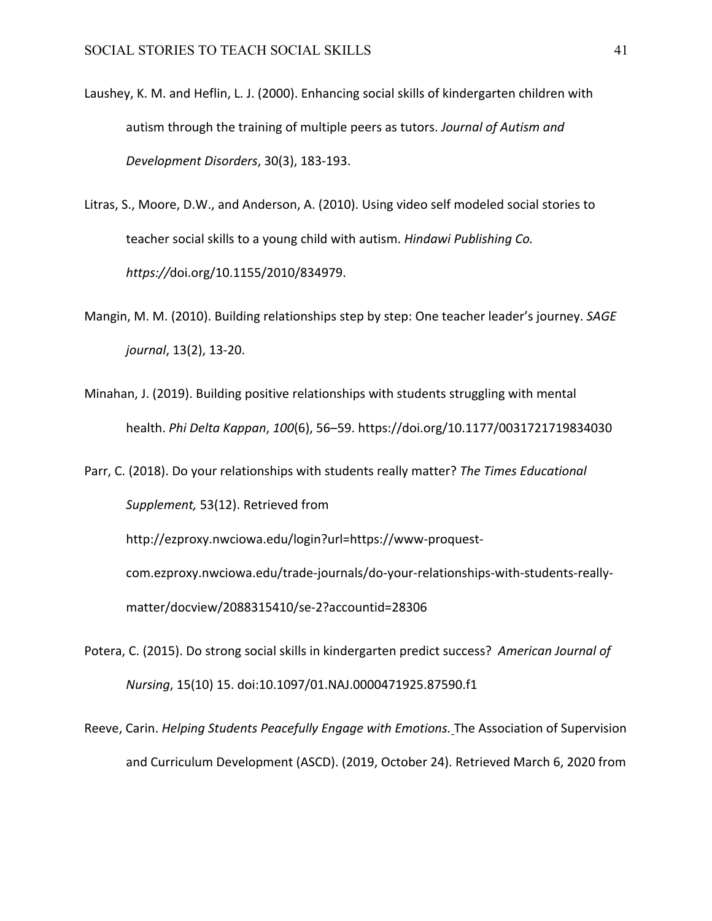Laushey, K. M. and Heflin, L. J. (2000). Enhancing social skills of kindergarten children with autism through the training of multiple peers as tutors. *Journal of Autism and Development Disorders*, 30(3), 183-193.

Litras, S., Moore, D.W., and Anderson, A. (2010). Using video self modeled social stories to teacher social skills to a young child with autism. *Hindawi Publishing Co. https://*doi.org/10.1155/2010/834979.

Mangin, M. M. (2010). Building relationships step by step: One teacher leader's journey. *SAGE journal*, 13(2), 13-20.

Minahan, J. (2019). Building positive relationships with students struggling with mental health. *Phi Delta Kappan*, *100*(6), 56–59. https://doi.org/10.1177/0031721719834030

Parr, C. (2018). Do your relationships with students really matter? *The Times Educational Supplement,* 53(12). Retrieved from http://ezproxy.nwciowa.edu/login?url=https://www-proquest-com.ezproxy.nwciowa.edu/trade-journals/do-your-relationships-with-students-really-matter/docview/2088315410/se-2?accountid=28306

Potera, C. (2015). Do strong social skills in kindergarten predict success? *American Journal of Nursing*, 15(10) 15. doi:10.1097/01.NAJ.0000471925.87590.f1

Reeve, Carin. *Helping Students Peacefully Engage with Emotions.* The Association of Supervision and Curriculum Development (ASCD). (2019, October 24). Retrieved March 6, 2020 from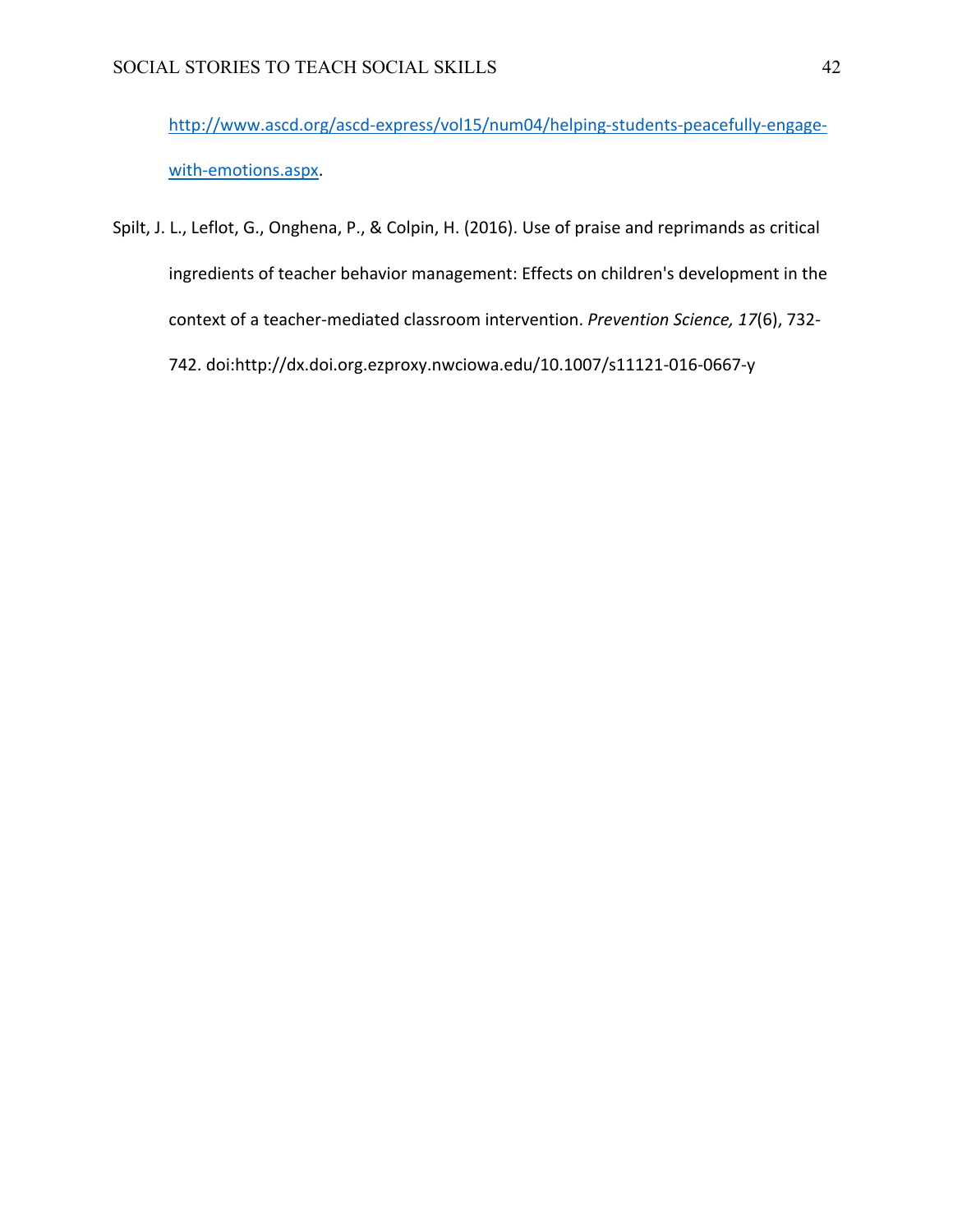http://www.ascd.org/ascd-express/vol15/num04/helping-students-peacefully-engage-with-emotions.aspx.

Spilt, J. L., Leflot, G., Onghena, P., & Colpin, H. (2016). Use of praise and reprimands as critical ingredients of teacher behavior management: Effects on children's development in the context of a teacher-mediated classroom intervention. *Prevention Science, 17*(6), 732-742. doi:http://dx.doi.org.ezproxy.nwciowa.edu/10.1007/s11121-016-0667-y